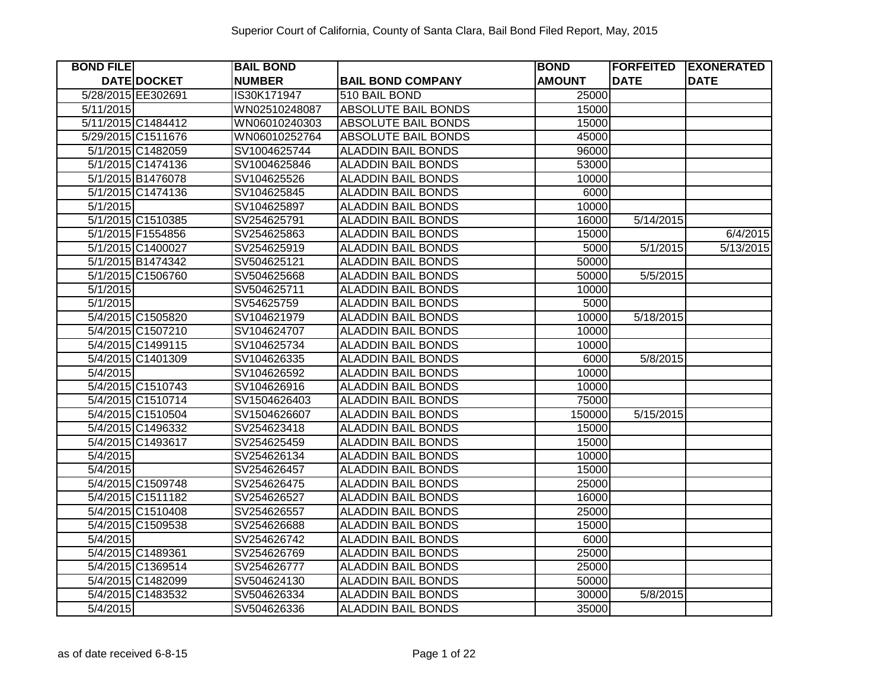# Superior Court of California, County of Santa Clara, Bail Bond Filed Report, May, 2015

| BOND FILE DATE | DOCKET | BAIL BOND NUMBER | BAIL BOND COMPANY | BOND AMOUNT | FORFEITED DATE | EXONERATED DATE |
|---|---|---|---|---|---|---|
| 5/28/2015 | EE302691 | IS30K171947 | 510 BAIL BOND | 25000 | | |
| 5/11/2015 | | WN02510248087 | ABSOLUTE BAIL BONDS | 15000 | | |
| 5/11/2015 | C1484412 | WN06010240303 | ABSOLUTE BAIL BONDS | 15000 | | |
| 5/29/2015 | C1511676 | WN06010252764 | ABSOLUTE BAIL BONDS | 45000 | | |
| 5/1/2015 | C1482059 | SV1004625744 | ALADDIN BAIL BONDS | 96000 | | |
| 5/1/2015 | C1474136 | SV1004625846 | ALADDIN BAIL BONDS | 53000 | | |
| 5/1/2015 | B1476078 | SV104625526 | ALADDIN BAIL BONDS | 10000 | | |
| 5/1/2015 | C1474136 | SV104625845 | ALADDIN BAIL BONDS | 6000 | | |
| 5/1/2015 | | SV104625897 | ALADDIN BAIL BONDS | 10000 | | |
| 5/1/2015 | C1510385 | SV254625791 | ALADDIN BAIL BONDS | 16000 | 5/14/2015 | |
| 5/1/2015 | F1554856 | SV254625863 | ALADDIN BAIL BONDS | 15000 | | 6/4/2015 |
| 5/1/2015 | C1400027 | SV254625919 | ALADDIN BAIL BONDS | 5000 | 5/1/2015 | 5/13/2015 |
| 5/1/2015 | B1474342 | SV504625121 | ALADDIN BAIL BONDS | 50000 | | |
| 5/1/2015 | C1506760 | SV504625668 | ALADDIN BAIL BONDS | 50000 | 5/5/2015 | |
| 5/1/2015 | | SV504625711 | ALADDIN BAIL BONDS | 10000 | | |
| 5/1/2015 | | SV54625759 | ALADDIN BAIL BONDS | 5000 | | |
| 5/4/2015 | C1505820 | SV104621979 | ALADDIN BAIL BONDS | 10000 | 5/18/2015 | |
| 5/4/2015 | C1507210 | SV104624707 | ALADDIN BAIL BONDS | 10000 | | |
| 5/4/2015 | C1499115 | SV104625734 | ALADDIN BAIL BONDS | 10000 | | |
| 5/4/2015 | C1401309 | SV104626335 | ALADDIN BAIL BONDS | 6000 | 5/8/2015 | |
| 5/4/2015 | | SV104626592 | ALADDIN BAIL BONDS | 10000 | | |
| 5/4/2015 | C1510743 | SV104626916 | ALADDIN BAIL BONDS | 10000 | | |
| 5/4/2015 | C1510714 | SV1504626403 | ALADDIN BAIL BONDS | 75000 | | |
| 5/4/2015 | C1510504 | SV1504626607 | ALADDIN BAIL BONDS | 150000 | 5/15/2015 | |
| 5/4/2015 | C1496332 | SV254623418 | ALADDIN BAIL BONDS | 15000 | | |
| 5/4/2015 | C1493617 | SV254625459 | ALADDIN BAIL BONDS | 15000 | | |
| 5/4/2015 | | SV254626134 | ALADDIN BAIL BONDS | 10000 | | |
| 5/4/2015 | | SV254626457 | ALADDIN BAIL BONDS | 15000 | | |
| 5/4/2015 | C1509748 | SV254626475 | ALADDIN BAIL BONDS | 25000 | | |
| 5/4/2015 | C1511182 | SV254626527 | ALADDIN BAIL BONDS | 16000 | | |
| 5/4/2015 | C1510408 | SV254626557 | ALADDIN BAIL BONDS | 25000 | | |
| 5/4/2015 | C1509538 | SV254626688 | ALADDIN BAIL BONDS | 15000 | | |
| 5/4/2015 | | SV254626742 | ALADDIN BAIL BONDS | 6000 | | |
| 5/4/2015 | C1489361 | SV254626769 | ALADDIN BAIL BONDS | 25000 | | |
| 5/4/2015 | C1369514 | SV254626777 | ALADDIN BAIL BONDS | 25000 | | |
| 5/4/2015 | C1482099 | SV504624130 | ALADDIN BAIL BONDS | 50000 | | |
| 5/4/2015 | C1483532 | SV504626334 | ALADDIN BAIL BONDS | 30000 | 5/8/2015 | |
| 5/4/2015 | | SV504626336 | ALADDIN BAIL BONDS | 35000 | | |

as of date received 6-8-15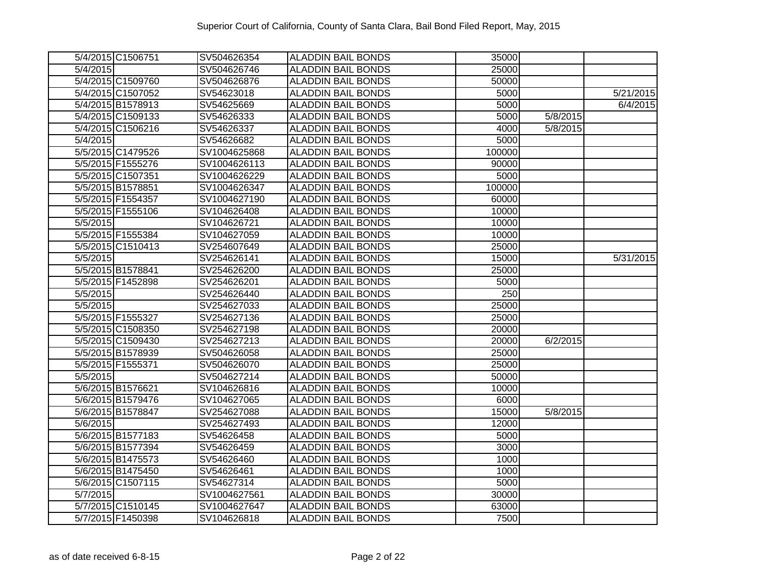| | | | | | | |
|---|---|---|---|---|---|---|
| 5/4/2015 | C1506751 | SV504626354 | ALADDIN BAIL BONDS | 35000 | | |
| 5/4/2015 | | SV504626746 | ALADDIN BAIL BONDS | 25000 | | |
| 5/4/2015 | C1509760 | SV504626876 | ALADDIN BAIL BONDS | 50000 | | |
| 5/4/2015 | C1507052 | SV54623018 | ALADDIN BAIL BONDS | 5000 | | 5/21/2015 |
| 5/4/2015 | B1578913 | SV54625669 | ALADDIN BAIL BONDS | 5000 | | 6/4/2015 |
| 5/4/2015 | C1509133 | SV54626333 | ALADDIN BAIL BONDS | 5000 | 5/8/2015 | |
| 5/4/2015 | C1506216 | SV54626337 | ALADDIN BAIL BONDS | 4000 | 5/8/2015 | |
| 5/4/2015 | | SV54626682 | ALADDIN BAIL BONDS | 5000 | | |
| 5/5/2015 | C1479526 | SV1004625868 | ALADDIN BAIL BONDS | 100000 | | |
| 5/5/2015 | F1555276 | SV1004626113 | ALADDIN BAIL BONDS | 90000 | | |
| 5/5/2015 | C1507351 | SV1004626229 | ALADDIN BAIL BONDS | 5000 | | |
| 5/5/2015 | B1578851 | SV1004626347 | ALADDIN BAIL BONDS | 100000 | | |
| 5/5/2015 | F1554357 | SV1004627190 | ALADDIN BAIL BONDS | 60000 | | |
| 5/5/2015 | F1555106 | SV104626408 | ALADDIN BAIL BONDS | 10000 | | |
| 5/5/2015 | | SV104626721 | ALADDIN BAIL BONDS | 10000 | | |
| 5/5/2015 | F1555384 | SV104627059 | ALADDIN BAIL BONDS | 10000 | | |
| 5/5/2015 | C1510413 | SV254607649 | ALADDIN BAIL BONDS | 25000 | | |
| 5/5/2015 | | SV254626141 | ALADDIN BAIL BONDS | 15000 | | 5/31/2015 |
| 5/5/2015 | B1578841 | SV254626200 | ALADDIN BAIL BONDS | 25000 | | |
| 5/5/2015 | F1452898 | SV254626201 | ALADDIN BAIL BONDS | 5000 | | |
| 5/5/2015 | | SV254626440 | ALADDIN BAIL BONDS | 250 | | |
| 5/5/2015 | | SV254627033 | ALADDIN BAIL BONDS | 25000 | | |
| 5/5/2015 | F1555327 | SV254627136 | ALADDIN BAIL BONDS | 25000 | | |
| 5/5/2015 | C1508350 | SV254627198 | ALADDIN BAIL BONDS | 20000 | | |
| 5/5/2015 | C1509430 | SV254627213 | ALADDIN BAIL BONDS | 20000 | 6/2/2015 | |
| 5/5/2015 | B1578939 | SV504626058 | ALADDIN BAIL BONDS | 25000 | | |
| 5/5/2015 | F1555371 | SV504626070 | ALADDIN BAIL BONDS | 25000 | | |
| 5/5/2015 | | SV504627214 | ALADDIN BAIL BONDS | 50000 | | |
| 5/6/2015 | B1576621 | SV104626816 | ALADDIN BAIL BONDS | 10000 | | |
| 5/6/2015 | B1579476 | SV104627065 | ALADDIN BAIL BONDS | 6000 | | |
| 5/6/2015 | B1578847 | SV254627088 | ALADDIN BAIL BONDS | 15000 | 5/8/2015 | |
| 5/6/2015 | | SV254627493 | ALADDIN BAIL BONDS | 12000 | | |
| 5/6/2015 | B1577183 | SV54626458 | ALADDIN BAIL BONDS | 5000 | | |
| 5/6/2015 | B1577394 | SV54626459 | ALADDIN BAIL BONDS | 3000 | | |
| 5/6/2015 | B1475573 | SV54626460 | ALADDIN BAIL BONDS | 1000 | | |
| 5/6/2015 | B1475450 | SV54626461 | ALADDIN BAIL BONDS | 1000 | | |
| 5/6/2015 | C1507115 | SV54627314 | ALADDIN BAIL BONDS | 5000 | | |
| 5/7/2015 | | SV1004627561 | ALADDIN BAIL BONDS | 30000 | | |
| 5/7/2015 | C1510145 | SV1004627647 | ALADDIN BAIL BONDS | 63000 | | |
| 5/7/2015 | F1450398 | SV104626818 | ALADDIN BAIL BONDS | 7500 | | |

as of date received 6-8-15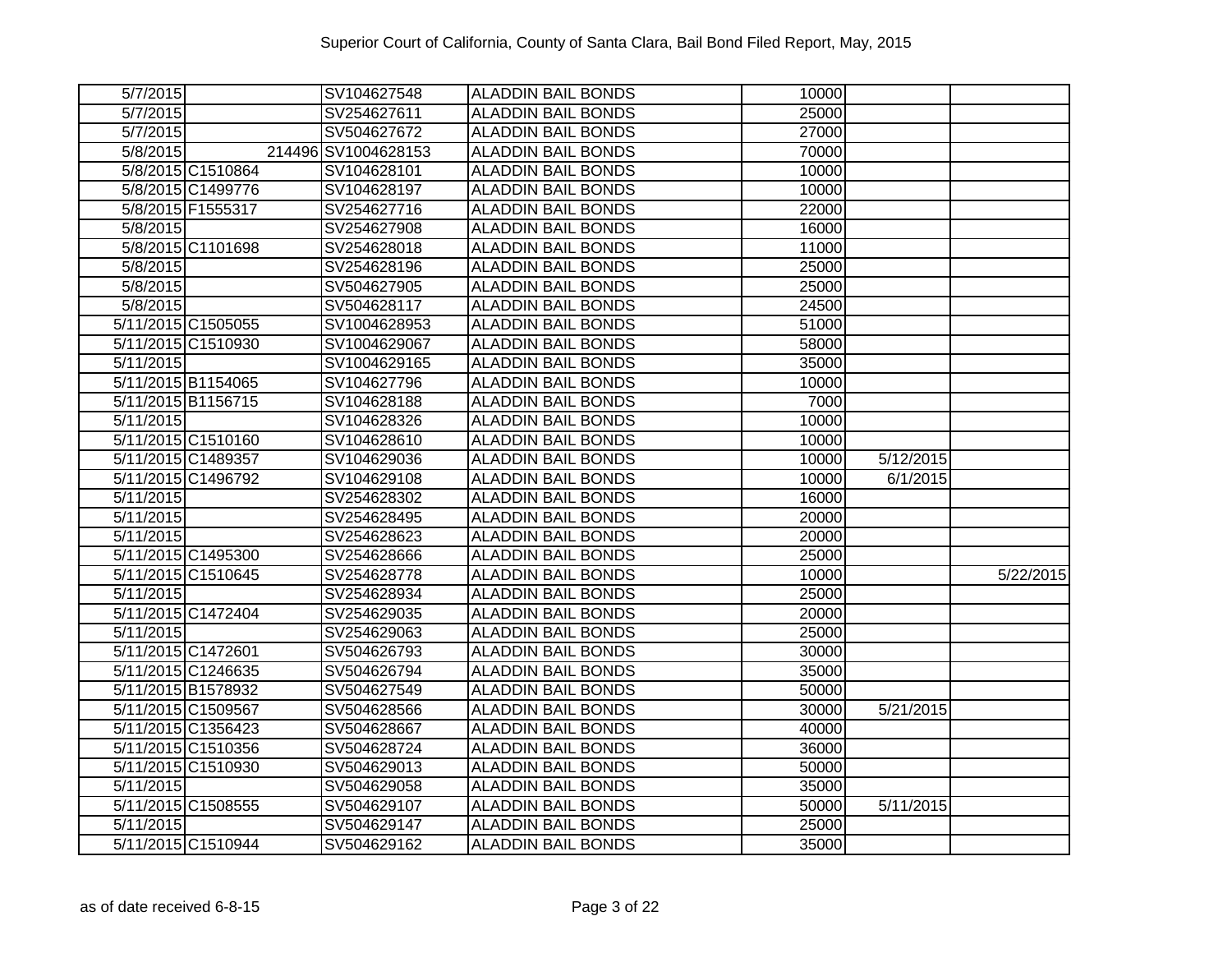| | | | | | | |
|---|---|---|---|---|---|---|
| 5/7/2015 | | SV104627548 | ALADDIN BAIL BONDS | 10000 | | |
| 5/7/2015 | | SV254627611 | ALADDIN BAIL BONDS | 25000 | | |
| 5/7/2015 | | SV504627672 | ALADDIN BAIL BONDS | 27000 | | |
| 5/8/2015 | 214496 | SV1004628153 | ALADDIN BAIL BONDS | 70000 | | |
| 5/8/2015 | C1510864 | SV104628101 | ALADDIN BAIL BONDS | 10000 | | |
| 5/8/2015 | C1499776 | SV104628197 | ALADDIN BAIL BONDS | 10000 | | |
| 5/8/2015 | F1555317 | SV254627716 | ALADDIN BAIL BONDS | 22000 | | |
| 5/8/2015 | | SV254627908 | ALADDIN BAIL BONDS | 16000 | | |
| 5/8/2015 | C1101698 | SV254628018 | ALADDIN BAIL BONDS | 11000 | | |
| 5/8/2015 | | SV254628196 | ALADDIN BAIL BONDS | 25000 | | |
| 5/8/2015 | | SV504627905 | ALADDIN BAIL BONDS | 25000 | | |
| 5/8/2015 | | SV504628117 | ALADDIN BAIL BONDS | 24500 | | |
| 5/11/2015 | C1505055 | SV1004628953 | ALADDIN BAIL BONDS | 51000 | | |
| 5/11/2015 | C1510930 | SV1004629067 | ALADDIN BAIL BONDS | 58000 | | |
| 5/11/2015 | | SV1004629165 | ALADDIN BAIL BONDS | 35000 | | |
| 5/11/2015 | B1154065 | SV104627796 | ALADDIN BAIL BONDS | 10000 | | |
| 5/11/2015 | B1156715 | SV104628188 | ALADDIN BAIL BONDS | 7000 | | |
| 5/11/2015 | | SV104628326 | ALADDIN BAIL BONDS | 10000 | | |
| 5/11/2015 | C1510160 | SV104628610 | ALADDIN BAIL BONDS | 10000 | | |
| 5/11/2015 | C1489357 | SV104629036 | ALADDIN BAIL BONDS | 10000 | 5/12/2015 | |
| 5/11/2015 | C1496792 | SV104629108 | ALADDIN BAIL BONDS | 10000 | 6/1/2015 | |
| 5/11/2015 | | SV254628302 | ALADDIN BAIL BONDS | 16000 | | |
| 5/11/2015 | | SV254628495 | ALADDIN BAIL BONDS | 20000 | | |
| 5/11/2015 | | SV254628623 | ALADDIN BAIL BONDS | 20000 | | |
| 5/11/2015 | C1495300 | SV254628666 | ALADDIN BAIL BONDS | 25000 | | |
| 5/11/2015 | C1510645 | SV254628778 | ALADDIN BAIL BONDS | 10000 | | 5/22/2015 |
| 5/11/2015 | | SV254628934 | ALADDIN BAIL BONDS | 25000 | | |
| 5/11/2015 | C1472404 | SV254629035 | ALADDIN BAIL BONDS | 20000 | | |
| 5/11/2015 | | SV254629063 | ALADDIN BAIL BONDS | 25000 | | |
| 5/11/2015 | C1472601 | SV504626793 | ALADDIN BAIL BONDS | 30000 | | |
| 5/11/2015 | C1246635 | SV504626794 | ALADDIN BAIL BONDS | 35000 | | |
| 5/11/2015 | B1578932 | SV504627549 | ALADDIN BAIL BONDS | 50000 | | |
| 5/11/2015 | C1509567 | SV504628566 | ALADDIN BAIL BONDS | 30000 | 5/21/2015 | |
| 5/11/2015 | C1356423 | SV504628667 | ALADDIN BAIL BONDS | 40000 | | |
| 5/11/2015 | C1510356 | SV504628724 | ALADDIN BAIL BONDS | 36000 | | |
| 5/11/2015 | C1510930 | SV504629013 | ALADDIN BAIL BONDS | 50000 | | |
| 5/11/2015 | | SV504629058 | ALADDIN BAIL BONDS | 35000 | | |
| 5/11/2015 | C1508555 | SV504629107 | ALADDIN BAIL BONDS | 50000 | 5/11/2015 | |
| 5/11/2015 | | SV504629147 | ALADDIN BAIL BONDS | 25000 | | |
| 5/11/2015 | C1510944 | SV504629162 | ALADDIN BAIL BONDS | 35000 | | |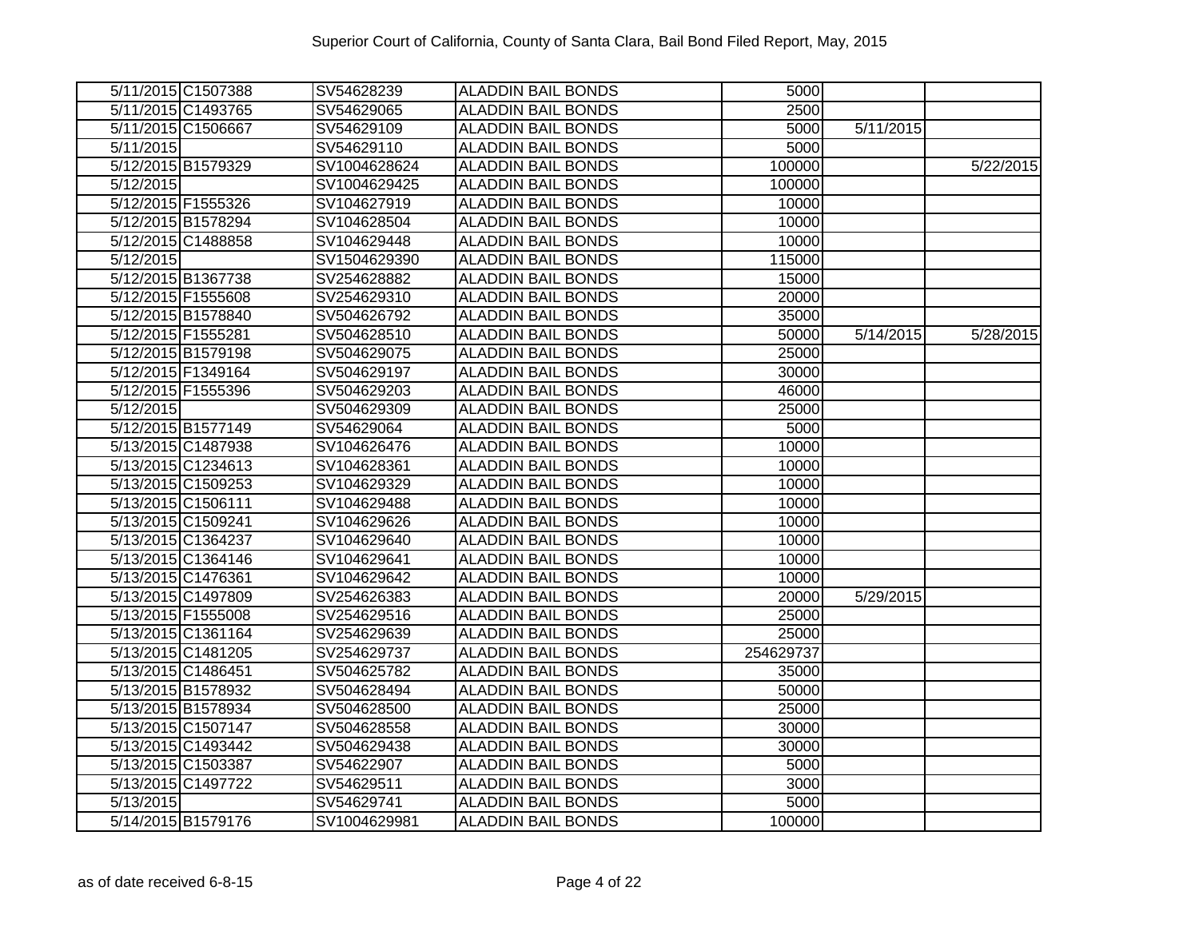# Superior Court of California, County of Santa Clara, Bail Bond Filed Report, May, 2015

| | | | | | | |
|---|---|---|---|---|---|---|
| 5/11/2015 | C1507388 | SV54628239 | ALADDIN BAIL BONDS | 5000 | | |
| 5/11/2015 | C1493765 | SV54629065 | ALADDIN BAIL BONDS | 2500 | | |
| 5/11/2015 | C1506667 | SV54629109 | ALADDIN BAIL BONDS | 5000 | 5/11/2015 | |
| 5/11/2015 | | SV54629110 | ALADDIN BAIL BONDS | 5000 | | |
| 5/12/2015 | B1579329 | SV1004628624 | ALADDIN BAIL BONDS | 100000 | | 5/22/2015 |
| 5/12/2015 | | SV1004629425 | ALADDIN BAIL BONDS | 100000 | | |
| 5/12/2015 | F1555326 | SV104627919 | ALADDIN BAIL BONDS | 10000 | | |
| 5/12/2015 | B1578294 | SV104628504 | ALADDIN BAIL BONDS | 10000 | | |
| 5/12/2015 | C1488858 | SV104629448 | ALADDIN BAIL BONDS | 10000 | | |
| 5/12/2015 | | SV1504629390 | ALADDIN BAIL BONDS | 115000 | | |
| 5/12/2015 | B1367738 | SV254628882 | ALADDIN BAIL BONDS | 15000 | | |
| 5/12/2015 | F1555608 | SV254629310 | ALADDIN BAIL BONDS | 20000 | | |
| 5/12/2015 | B1578840 | SV504626792 | ALADDIN BAIL BONDS | 35000 | | |
| 5/12/2015 | F1555281 | SV504628510 | ALADDIN BAIL BONDS | 50000 | 5/14/2015 | 5/28/2015 |
| 5/12/2015 | B1579198 | SV504629075 | ALADDIN BAIL BONDS | 25000 | | |
| 5/12/2015 | F1349164 | SV504629197 | ALADDIN BAIL BONDS | 30000 | | |
| 5/12/2015 | F1555396 | SV504629203 | ALADDIN BAIL BONDS | 46000 | | |
| 5/12/2015 | | SV504629309 | ALADDIN BAIL BONDS | 25000 | | |
| 5/12/2015 | B1577149 | SV54629064 | ALADDIN BAIL BONDS | 5000 | | |
| 5/13/2015 | C1487938 | SV104626476 | ALADDIN BAIL BONDS | 10000 | | |
| 5/13/2015 | C1234613 | SV104628361 | ALADDIN BAIL BONDS | 10000 | | |
| 5/13/2015 | C1509253 | SV104629329 | ALADDIN BAIL BONDS | 10000 | | |
| 5/13/2015 | C1506111 | SV104629488 | ALADDIN BAIL BONDS | 10000 | | |
| 5/13/2015 | C1509241 | SV104629626 | ALADDIN BAIL BONDS | 10000 | | |
| 5/13/2015 | C1364237 | SV104629640 | ALADDIN BAIL BONDS | 10000 | | |
| 5/13/2015 | C1364146 | SV104629641 | ALADDIN BAIL BONDS | 10000 | | |
| 5/13/2015 | C1476361 | SV104629642 | ALADDIN BAIL BONDS | 10000 | | |
| 5/13/2015 | C1497809 | SV254626383 | ALADDIN BAIL BONDS | 20000 | 5/29/2015 | |
| 5/13/2015 | F1555008 | SV254629516 | ALADDIN BAIL BONDS | 25000 | | |
| 5/13/2015 | C1361164 | SV254629639 | ALADDIN BAIL BONDS | 25000 | | |
| 5/13/2015 | C1481205 | SV254629737 | ALADDIN BAIL BONDS | 254629737 | | |
| 5/13/2015 | C1486451 | SV504625782 | ALADDIN BAIL BONDS | 35000 | | |
| 5/13/2015 | B1578932 | SV504628494 | ALADDIN BAIL BONDS | 50000 | | |
| 5/13/2015 | B1578934 | SV504628500 | ALADDIN BAIL BONDS | 25000 | | |
| 5/13/2015 | C1507147 | SV504628558 | ALADDIN BAIL BONDS | 30000 | | |
| 5/13/2015 | C1493442 | SV504629438 | ALADDIN BAIL BONDS | 30000 | | |
| 5/13/2015 | C1503387 | SV54622907 | ALADDIN BAIL BONDS | 5000 | | |
| 5/13/2015 | C1497722 | SV54629511 | ALADDIN BAIL BONDS | 3000 | | |
| 5/13/2015 | | SV54629741 | ALADDIN BAIL BONDS | 5000 | | |
| 5/14/2015 | B1579176 | SV1004629981 | ALADDIN BAIL BONDS | 100000 | | |

as of date received 6-8-15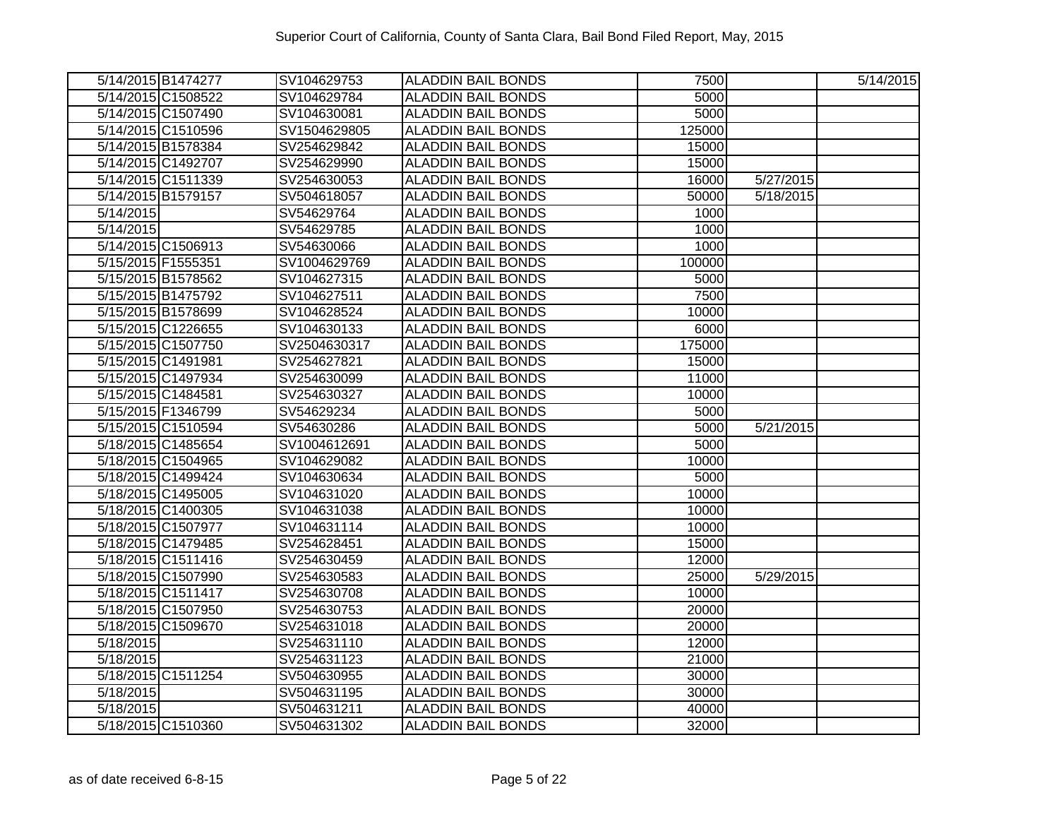| | | | | | | |
|---|---|---|---|---|---|---|
| 5/14/2015 | B1474277 | SV104629753 | ALADDIN BAIL BONDS | 7500 | | 5/14/2015 |
| 5/14/2015 | C1508522 | SV104629784 | ALADDIN BAIL BONDS | 5000 | | |
| 5/14/2015 | C1507490 | SV104630081 | ALADDIN BAIL BONDS | 5000 | | |
| 5/14/2015 | C1510596 | SV1504629805 | ALADDIN BAIL BONDS | 125000 | | |
| 5/14/2015 | B1578384 | SV254629842 | ALADDIN BAIL BONDS | 15000 | | |
| 5/14/2015 | C1492707 | SV254629990 | ALADDIN BAIL BONDS | 15000 | | |
| 5/14/2015 | C1511339 | SV254630053 | ALADDIN BAIL BONDS | 16000 | 5/27/2015 | |
| 5/14/2015 | B1579157 | SV504618057 | ALADDIN BAIL BONDS | 50000 | 5/18/2015 | |
| 5/14/2015 | | SV54629764 | ALADDIN BAIL BONDS | 1000 | | |
| 5/14/2015 | | SV54629785 | ALADDIN BAIL BONDS | 1000 | | |
| 5/14/2015 | C1506913 | SV54630066 | ALADDIN BAIL BONDS | 1000 | | |
| 5/15/2015 | F1555351 | SV1004629769 | ALADDIN BAIL BONDS | 100000 | | |
| 5/15/2015 | B1578562 | SV104627315 | ALADDIN BAIL BONDS | 5000 | | |
| 5/15/2015 | B1475792 | SV104627511 | ALADDIN BAIL BONDS | 7500 | | |
| 5/15/2015 | B1578699 | SV104628524 | ALADDIN BAIL BONDS | 10000 | | |
| 5/15/2015 | C1226655 | SV104630133 | ALADDIN BAIL BONDS | 6000 | | |
| 5/15/2015 | C1507750 | SV2504630317 | ALADDIN BAIL BONDS | 175000 | | |
| 5/15/2015 | C1491981 | SV254627821 | ALADDIN BAIL BONDS | 15000 | | |
| 5/15/2015 | C1497934 | SV254630099 | ALADDIN BAIL BONDS | 11000 | | |
| 5/15/2015 | C1484581 | SV254630327 | ALADDIN BAIL BONDS | 10000 | | |
| 5/15/2015 | F1346799 | SV54629234 | ALADDIN BAIL BONDS | 5000 | | |
| 5/15/2015 | C1510594 | SV54630286 | ALADDIN BAIL BONDS | 5000 | 5/21/2015 | |
| 5/18/2015 | C1485654 | SV1004612691 | ALADDIN BAIL BONDS | 5000 | | |
| 5/18/2015 | C1504965 | SV104629082 | ALADDIN BAIL BONDS | 10000 | | |
| 5/18/2015 | C1499424 | SV104630634 | ALADDIN BAIL BONDS | 5000 | | |
| 5/18/2015 | C1495005 | SV104631020 | ALADDIN BAIL BONDS | 10000 | | |
| 5/18/2015 | C1400305 | SV104631038 | ALADDIN BAIL BONDS | 10000 | | |
| 5/18/2015 | C1507977 | SV104631114 | ALADDIN BAIL BONDS | 10000 | | |
| 5/18/2015 | C1479485 | SV254628451 | ALADDIN BAIL BONDS | 15000 | | |
| 5/18/2015 | C1511416 | SV254630459 | ALADDIN BAIL BONDS | 12000 | | |
| 5/18/2015 | C1507990 | SV254630583 | ALADDIN BAIL BONDS | 25000 | 5/29/2015 | |
| 5/18/2015 | C1511417 | SV254630708 | ALADDIN BAIL BONDS | 10000 | | |
| 5/18/2015 | C1507950 | SV254630753 | ALADDIN BAIL BONDS | 20000 | | |
| 5/18/2015 | C1509670 | SV254631018 | ALADDIN BAIL BONDS | 20000 | | |
| 5/18/2015 | | SV254631110 | ALADDIN BAIL BONDS | 12000 | | |
| 5/18/2015 | | SV254631123 | ALADDIN BAIL BONDS | 21000 | | |
| 5/18/2015 | C1511254 | SV504630955 | ALADDIN BAIL BONDS | 30000 | | |
| 5/18/2015 | | SV504631195 | ALADDIN BAIL BONDS | 30000 | | |
| 5/18/2015 | | SV504631211 | ALADDIN BAIL BONDS | 40000 | | |
| 5/18/2015 | C1510360 | SV504631302 | ALADDIN BAIL BONDS | 32000 | | |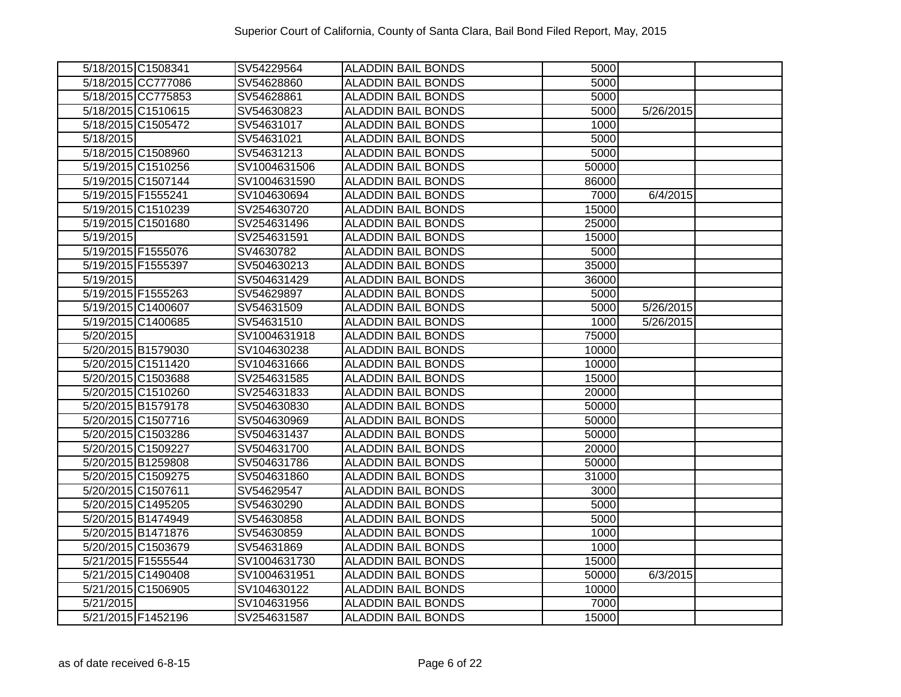# Superior Court of California, County of Santa Clara, Bail Bond Filed Report, May, 2015

| | | | | | | |
|---|---|---|---|---|---|---|
| 5/18/2015 | C1508341 | SV54229564 | ALADDIN BAIL BONDS | 5000 | | |
| 5/18/2015 | CC777086 | SV54628860 | ALADDIN BAIL BONDS | 5000 | | |
| 5/18/2015 | CC775853 | SV54628861 | ALADDIN BAIL BONDS | 5000 | | |
| 5/18/2015 | C1510615 | SV54630823 | ALADDIN BAIL BONDS | 5000 | 5/26/2015 | |
| 5/18/2015 | C1505472 | SV54631017 | ALADDIN BAIL BONDS | 1000 | | |
| 5/18/2015 | | SV54631021 | ALADDIN BAIL BONDS | 5000 | | |
| 5/18/2015 | C1508960 | SV54631213 | ALADDIN BAIL BONDS | 5000 | | |
| 5/19/2015 | C1510256 | SV1004631506 | ALADDIN BAIL BONDS | 50000 | | |
| 5/19/2015 | C1507144 | SV1004631590 | ALADDIN BAIL BONDS | 86000 | | |
| 5/19/2015 | F1555241 | SV104630694 | ALADDIN BAIL BONDS | 7000 | 6/4/2015 | |
| 5/19/2015 | C1510239 | SV254630720 | ALADDIN BAIL BONDS | 15000 | | |
| 5/19/2015 | C1501680 | SV254631496 | ALADDIN BAIL BONDS | 25000 | | |
| 5/19/2015 | | SV254631591 | ALADDIN BAIL BONDS | 15000 | | |
| 5/19/2015 | F1555076 | SV4630782 | ALADDIN BAIL BONDS | 5000 | | |
| 5/19/2015 | F1555397 | SV504630213 | ALADDIN BAIL BONDS | 35000 | | |
| 5/19/2015 | | SV504631429 | ALADDIN BAIL BONDS | 36000 | | |
| 5/19/2015 | F1555263 | SV54629897 | ALADDIN BAIL BONDS | 5000 | | |
| 5/19/2015 | C1400607 | SV54631509 | ALADDIN BAIL BONDS | 5000 | 5/26/2015 | |
| 5/19/2015 | C1400685 | SV54631510 | ALADDIN BAIL BONDS | 1000 | 5/26/2015 | |
| 5/20/2015 | | SV1004631918 | ALADDIN BAIL BONDS | 75000 | | |
| 5/20/2015 | B1579030 | SV104630238 | ALADDIN BAIL BONDS | 10000 | | |
| 5/20/2015 | C1511420 | SV104631666 | ALADDIN BAIL BONDS | 10000 | | |
| 5/20/2015 | C1503688 | SV254631585 | ALADDIN BAIL BONDS | 15000 | | |
| 5/20/2015 | C1510260 | SV254631833 | ALADDIN BAIL BONDS | 20000 | | |
| 5/20/2015 | B1579178 | SV504630830 | ALADDIN BAIL BONDS | 50000 | | |
| 5/20/2015 | C1507716 | SV504630969 | ALADDIN BAIL BONDS | 50000 | | |
| 5/20/2015 | C1503286 | SV504631437 | ALADDIN BAIL BONDS | 50000 | | |
| 5/20/2015 | C1509227 | SV504631700 | ALADDIN BAIL BONDS | 20000 | | |
| 5/20/2015 | B1259808 | SV504631786 | ALADDIN BAIL BONDS | 50000 | | |
| 5/20/2015 | C1509275 | SV504631860 | ALADDIN BAIL BONDS | 31000 | | |
| 5/20/2015 | C1507611 | SV54629547 | ALADDIN BAIL BONDS | 3000 | | |
| 5/20/2015 | C1495205 | SV54630290 | ALADDIN BAIL BONDS | 5000 | | |
| 5/20/2015 | B1474949 | SV54630858 | ALADDIN BAIL BONDS | 5000 | | |
| 5/20/2015 | B1471876 | SV54630859 | ALADDIN BAIL BONDS | 1000 | | |
| 5/20/2015 | C1503679 | SV54631869 | ALADDIN BAIL BONDS | 1000 | | |
| 5/21/2015 | F1555544 | SV1004631730 | ALADDIN BAIL BONDS | 15000 | | |
| 5/21/2015 | C1490408 | SV1004631951 | ALADDIN BAIL BONDS | 50000 | 6/3/2015 | |
| 5/21/2015 | C1506905 | SV104630122 | ALADDIN BAIL BONDS | 10000 | | |
| 5/21/2015 | | SV104631956 | ALADDIN BAIL BONDS | 7000 | | |
| 5/21/2015 | F1452196 | SV254631587 | ALADDIN BAIL BONDS | 15000 | | |

as of date received 6-8-15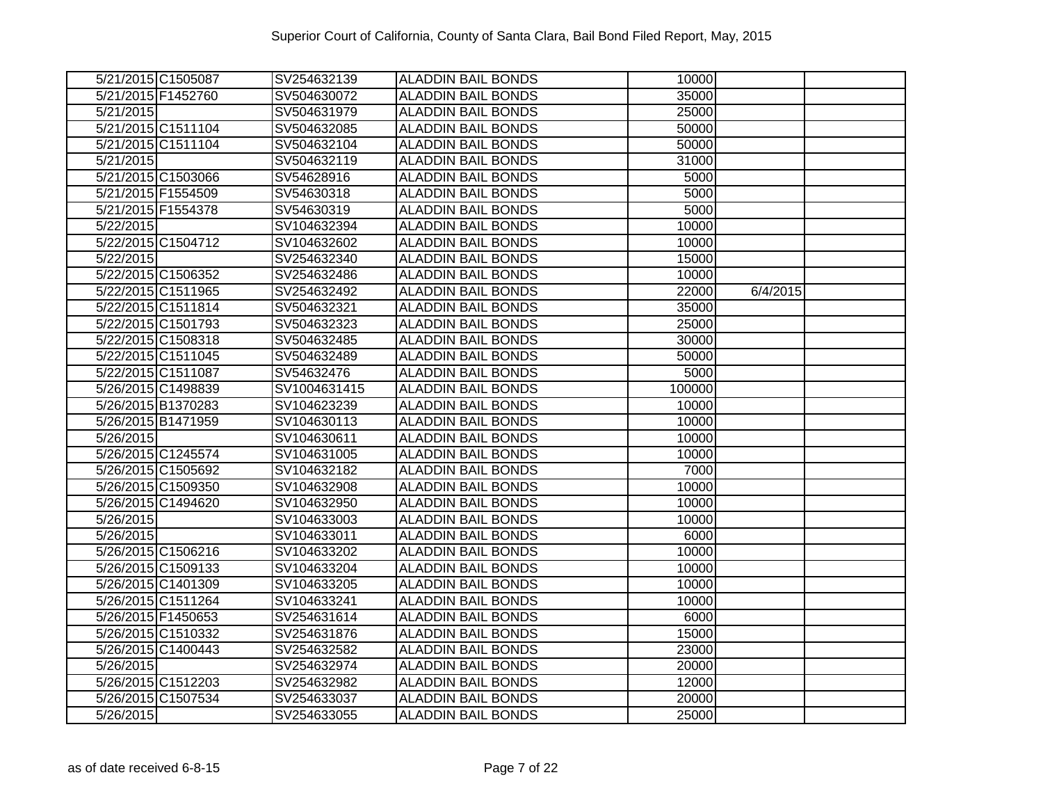| | | | | | | |
|---|---|---|---|---|---|---|
| 5/21/2015 | C1505087 | SV254632139 | ALADDIN BAIL BONDS | 10000 | | |
| 5/21/2015 | F1452760 | SV504630072 | ALADDIN BAIL BONDS | 35000 | | |
| 5/21/2015 | | SV504631979 | ALADDIN BAIL BONDS | 25000 | | |
| 5/21/2015 | C1511104 | SV504632085 | ALADDIN BAIL BONDS | 50000 | | |
| 5/21/2015 | C1511104 | SV504632104 | ALADDIN BAIL BONDS | 50000 | | |
| 5/21/2015 | | SV504632119 | ALADDIN BAIL BONDS | 31000 | | |
| 5/21/2015 | C1503066 | SV54628916 | ALADDIN BAIL BONDS | 5000 | | |
| 5/21/2015 | F1554509 | SV54630318 | ALADDIN BAIL BONDS | 5000 | | |
| 5/21/2015 | F1554378 | SV54630319 | ALADDIN BAIL BONDS | 5000 | | |
| 5/22/2015 | | SV104632394 | ALADDIN BAIL BONDS | 10000 | | |
| 5/22/2015 | C1504712 | SV104632602 | ALADDIN BAIL BONDS | 10000 | | |
| 5/22/2015 | | SV254632340 | ALADDIN BAIL BONDS | 15000 | | |
| 5/22/2015 | C1506352 | SV254632486 | ALADDIN BAIL BONDS | 10000 | | |
| 5/22/2015 | C1511965 | SV254632492 | ALADDIN BAIL BONDS | 22000 | 6/4/2015 | |
| 5/22/2015 | C1511814 | SV504632321 | ALADDIN BAIL BONDS | 35000 | | |
| 5/22/2015 | C1501793 | SV504632323 | ALADDIN BAIL BONDS | 25000 | | |
| 5/22/2015 | C1508318 | SV504632485 | ALADDIN BAIL BONDS | 30000 | | |
| 5/22/2015 | C1511045 | SV504632489 | ALADDIN BAIL BONDS | 50000 | | |
| 5/22/2015 | C1511087 | SV54632476 | ALADDIN BAIL BONDS | 5000 | | |
| 5/26/2015 | C1498839 | SV1004631415 | ALADDIN BAIL BONDS | 100000 | | |
| 5/26/2015 | B1370283 | SV104623239 | ALADDIN BAIL BONDS | 10000 | | |
| 5/26/2015 | B1471959 | SV104630113 | ALADDIN BAIL BONDS | 10000 | | |
| 5/26/2015 | | SV104630611 | ALADDIN BAIL BONDS | 10000 | | |
| 5/26/2015 | C1245574 | SV104631005 | ALADDIN BAIL BONDS | 10000 | | |
| 5/26/2015 | C1505692 | SV104632182 | ALADDIN BAIL BONDS | 7000 | | |
| 5/26/2015 | C1509350 | SV104632908 | ALADDIN BAIL BONDS | 10000 | | |
| 5/26/2015 | C1494620 | SV104632950 | ALADDIN BAIL BONDS | 10000 | | |
| 5/26/2015 | | SV104633003 | ALADDIN BAIL BONDS | 10000 | | |
| 5/26/2015 | | SV104633011 | ALADDIN BAIL BONDS | 6000 | | |
| 5/26/2015 | C1506216 | SV104633202 | ALADDIN BAIL BONDS | 10000 | | |
| 5/26/2015 | C1509133 | SV104633204 | ALADDIN BAIL BONDS | 10000 | | |
| 5/26/2015 | C1401309 | SV104633205 | ALADDIN BAIL BONDS | 10000 | | |
| 5/26/2015 | C1511264 | SV104633241 | ALADDIN BAIL BONDS | 10000 | | |
| 5/26/2015 | F1450653 | SV254631614 | ALADDIN BAIL BONDS | 6000 | | |
| 5/26/2015 | C1510332 | SV254631876 | ALADDIN BAIL BONDS | 15000 | | |
| 5/26/2015 | C1400443 | SV254632582 | ALADDIN BAIL BONDS | 23000 | | |
| 5/26/2015 | | SV254632974 | ALADDIN BAIL BONDS | 20000 | | |
| 5/26/2015 | C1512203 | SV254632982 | ALADDIN BAIL BONDS | 12000 | | |
| 5/26/2015 | C1507534 | SV254633037 | ALADDIN BAIL BONDS | 20000 | | |
| 5/26/2015 | | SV254633055 | ALADDIN BAIL BONDS | 25000 | | |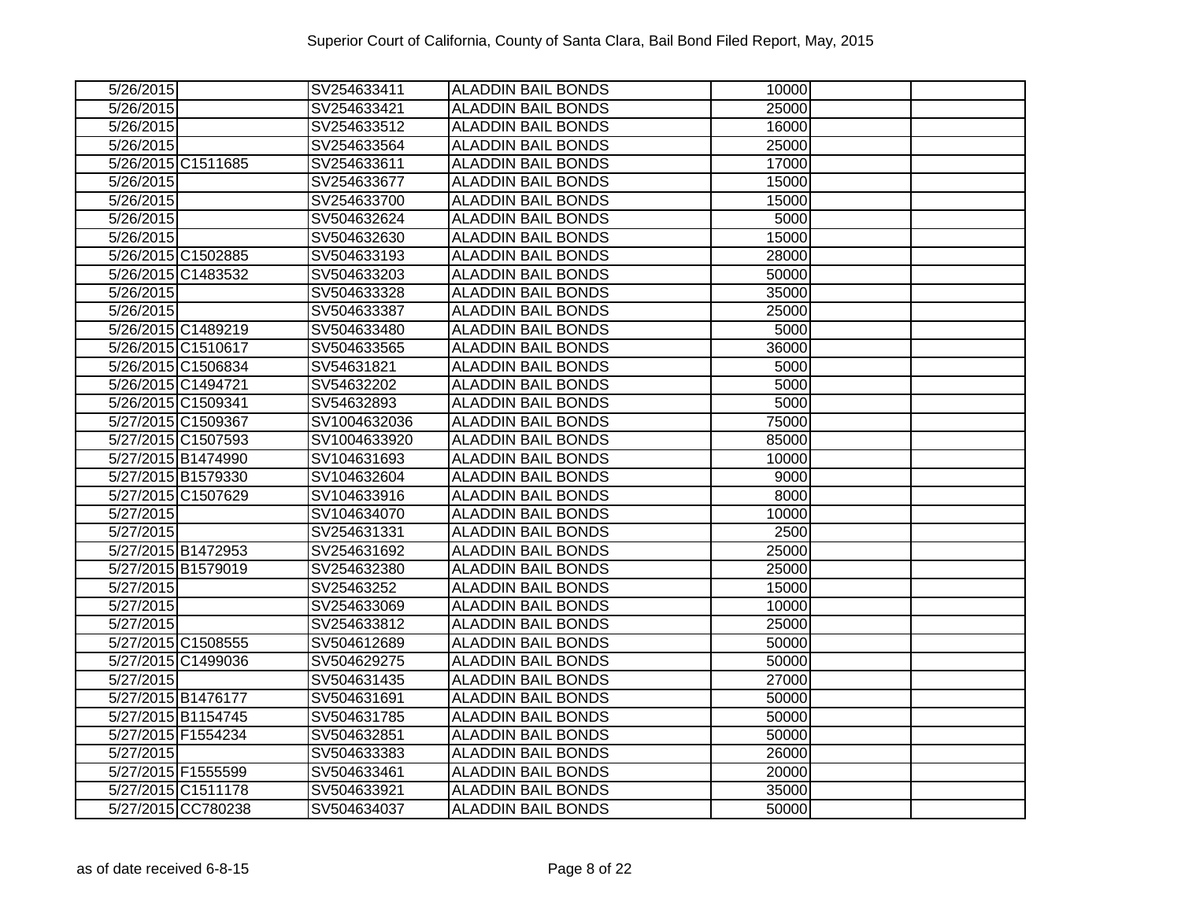| | | | | | | |
|---|---|---|---|---|---|---|
| 5/26/2015 | | SV254633411 | ALADDIN BAIL BONDS | 10000 | | |
| 5/26/2015 | | SV254633421 | ALADDIN BAIL BONDS | 25000 | | |
| 5/26/2015 | | SV254633512 | ALADDIN BAIL BONDS | 16000 | | |
| 5/26/2015 | | SV254633564 | ALADDIN BAIL BONDS | 25000 | | |
| 5/26/2015 | C1511685 | SV254633611 | ALADDIN BAIL BONDS | 17000 | | |
| 5/26/2015 | | SV254633677 | ALADDIN BAIL BONDS | 15000 | | |
| 5/26/2015 | | SV254633700 | ALADDIN BAIL BONDS | 15000 | | |
| 5/26/2015 | | SV504632624 | ALADDIN BAIL BONDS | 5000 | | |
| 5/26/2015 | | SV504632630 | ALADDIN BAIL BONDS | 15000 | | |
| 5/26/2015 | C1502885 | SV504633193 | ALADDIN BAIL BONDS | 28000 | | |
| 5/26/2015 | C1483532 | SV504633203 | ALADDIN BAIL BONDS | 50000 | | |
| 5/26/2015 | | SV504633328 | ALADDIN BAIL BONDS | 35000 | | |
| 5/26/2015 | | SV504633387 | ALADDIN BAIL BONDS | 25000 | | |
| 5/26/2015 | C1489219 | SV504633480 | ALADDIN BAIL BONDS | 5000 | | |
| 5/26/2015 | C1510617 | SV504633565 | ALADDIN BAIL BONDS | 36000 | | |
| 5/26/2015 | C1506834 | SV54631821 | ALADDIN BAIL BONDS | 5000 | | |
| 5/26/2015 | C1494721 | SV54632202 | ALADDIN BAIL BONDS | 5000 | | |
| 5/26/2015 | C1509341 | SV54632893 | ALADDIN BAIL BONDS | 5000 | | |
| 5/27/2015 | C1509367 | SV1004632036 | ALADDIN BAIL BONDS | 75000 | | |
| 5/27/2015 | C1507593 | SV1004633920 | ALADDIN BAIL BONDS | 85000 | | |
| 5/27/2015 | B1474990 | SV104631693 | ALADDIN BAIL BONDS | 10000 | | |
| 5/27/2015 | B1579330 | SV104632604 | ALADDIN BAIL BONDS | 9000 | | |
| 5/27/2015 | C1507629 | SV104633916 | ALADDIN BAIL BONDS | 8000 | | |
| 5/27/2015 | | SV104634070 | ALADDIN BAIL BONDS | 10000 | | |
| 5/27/2015 | | SV254631331 | ALADDIN BAIL BONDS | 2500 | | |
| 5/27/2015 | B1472953 | SV254631692 | ALADDIN BAIL BONDS | 25000 | | |
| 5/27/2015 | B1579019 | SV254632380 | ALADDIN BAIL BONDS | 25000 | | |
| 5/27/2015 | | SV25463252 | ALADDIN BAIL BONDS | 15000 | | |
| 5/27/2015 | | SV254633069 | ALADDIN BAIL BONDS | 10000 | | |
| 5/27/2015 | | SV254633812 | ALADDIN BAIL BONDS | 25000 | | |
| 5/27/2015 | C1508555 | SV504612689 | ALADDIN BAIL BONDS | 50000 | | |
| 5/27/2015 | C1499036 | SV504629275 | ALADDIN BAIL BONDS | 50000 | | |
| 5/27/2015 | | SV504631435 | ALADDIN BAIL BONDS | 27000 | | |
| 5/27/2015 | B1476177 | SV504631691 | ALADDIN BAIL BONDS | 50000 | | |
| 5/27/2015 | B1154745 | SV504631785 | ALADDIN BAIL BONDS | 50000 | | |
| 5/27/2015 | F1554234 | SV504632851 | ALADDIN BAIL BONDS | 50000 | | |
| 5/27/2015 | | SV504633383 | ALADDIN BAIL BONDS | 26000 | | |
| 5/27/2015 | F1555599 | SV504633461 | ALADDIN BAIL BONDS | 20000 | | |
| 5/27/2015 | C1511178 | SV504633921 | ALADDIN BAIL BONDS | 35000 | | |
| 5/27/2015 | CC780238 | SV504634037 | ALADDIN BAIL BONDS | 50000 | | |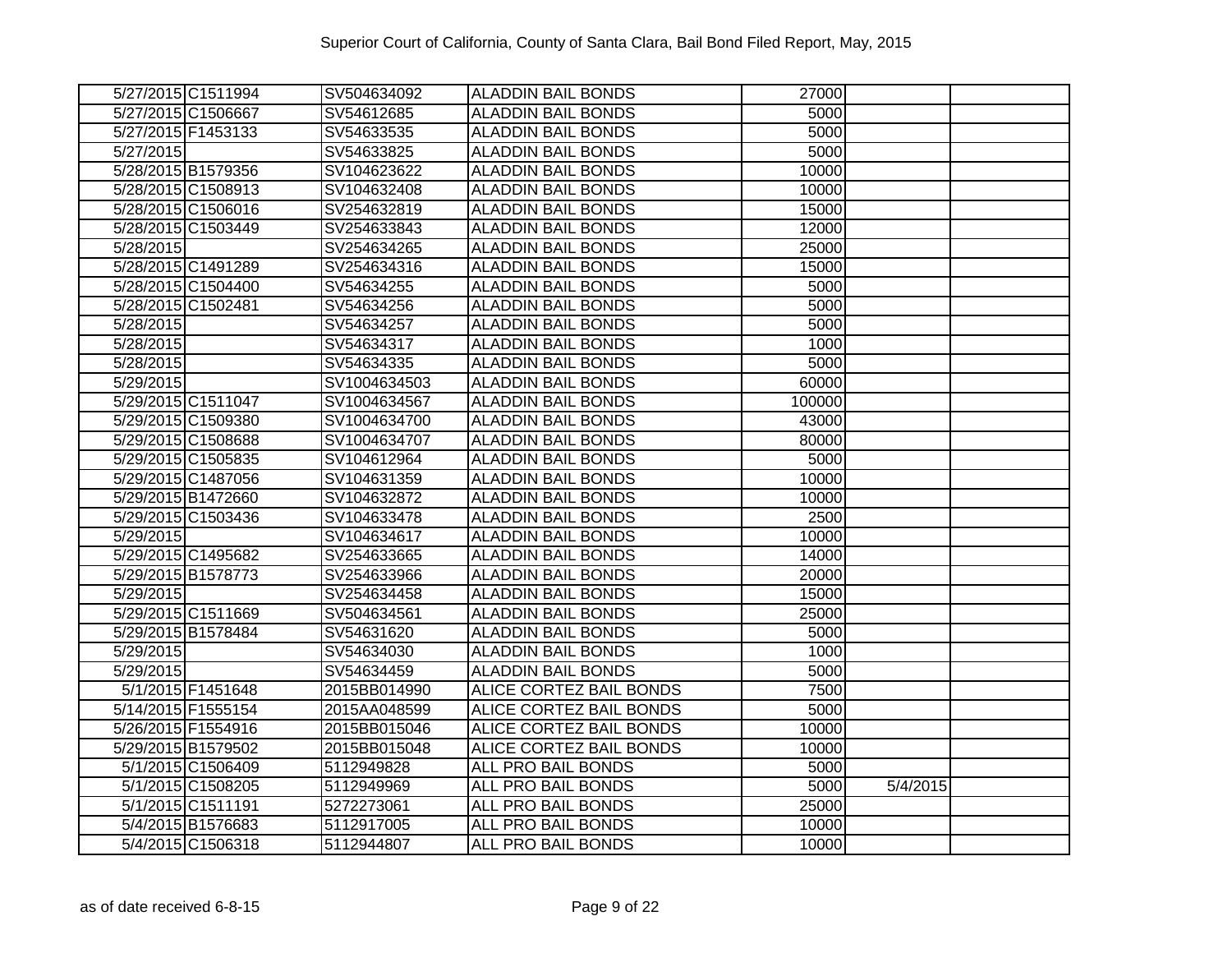# Superior Court of California, County of Santa Clara, Bail Bond Filed Report, May, 2015

| | | | | | | |
|---|---|---|---|---|---|---|
| 5/27/2015 | C1511994 | SV504634092 | ALADDIN BAIL BONDS | 27000 | | |
| 5/27/2015 | C1506667 | SV54612685 | ALADDIN BAIL BONDS | 5000 | | |
| 5/27/2015 | F1453133 | SV54633535 | ALADDIN BAIL BONDS | 5000 | | |
| 5/27/2015 | | SV54633825 | ALADDIN BAIL BONDS | 5000 | | |
| 5/28/2015 | B1579356 | SV104623622 | ALADDIN BAIL BONDS | 10000 | | |
| 5/28/2015 | C1508913 | SV104632408 | ALADDIN BAIL BONDS | 10000 | | |
| 5/28/2015 | C1506016 | SV254632819 | ALADDIN BAIL BONDS | 15000 | | |
| 5/28/2015 | C1503449 | SV254633843 | ALADDIN BAIL BONDS | 12000 | | |
| 5/28/2015 | | SV254634265 | ALADDIN BAIL BONDS | 25000 | | |
| 5/28/2015 | C1491289 | SV254634316 | ALADDIN BAIL BONDS | 15000 | | |
| 5/28/2015 | C1504400 | SV54634255 | ALADDIN BAIL BONDS | 5000 | | |
| 5/28/2015 | C1502481 | SV54634256 | ALADDIN BAIL BONDS | 5000 | | |
| 5/28/2015 | | SV54634257 | ALADDIN BAIL BONDS | 5000 | | |
| 5/28/2015 | | SV54634317 | ALADDIN BAIL BONDS | 1000 | | |
| 5/28/2015 | | SV54634335 | ALADDIN BAIL BONDS | 5000 | | |
| 5/29/2015 | | SV1004634503 | ALADDIN BAIL BONDS | 60000 | | |
| 5/29/2015 | C1511047 | SV1004634567 | ALADDIN BAIL BONDS | 100000 | | |
| 5/29/2015 | C1509380 | SV1004634700 | ALADDIN BAIL BONDS | 43000 | | |
| 5/29/2015 | C1508688 | SV1004634707 | ALADDIN BAIL BONDS | 80000 | | |
| 5/29/2015 | C1505835 | SV104612964 | ALADDIN BAIL BONDS | 5000 | | |
| 5/29/2015 | C1487056 | SV104631359 | ALADDIN BAIL BONDS | 10000 | | |
| 5/29/2015 | B1472660 | SV104632872 | ALADDIN BAIL BONDS | 10000 | | |
| 5/29/2015 | C1503436 | SV104633478 | ALADDIN BAIL BONDS | 2500 | | |
| 5/29/2015 | | SV104634617 | ALADDIN BAIL BONDS | 10000 | | |
| 5/29/2015 | C1495682 | SV254633665 | ALADDIN BAIL BONDS | 14000 | | |
| 5/29/2015 | B1578773 | SV254633966 | ALADDIN BAIL BONDS | 20000 | | |
| 5/29/2015 | | SV254634458 | ALADDIN BAIL BONDS | 15000 | | |
| 5/29/2015 | C1511669 | SV504634561 | ALADDIN BAIL BONDS | 25000 | | |
| 5/29/2015 | B1578484 | SV54631620 | ALADDIN BAIL BONDS | 5000 | | |
| 5/29/2015 | | SV54634030 | ALADDIN BAIL BONDS | 1000 | | |
| 5/29/2015 | | SV54634459 | ALADDIN BAIL BONDS | 5000 | | |
| 5/1/2015 | F1451648 | 2015BB014990 | ALICE CORTEZ BAIL BONDS | 7500 | | |
| 5/14/2015 | F1555154 | 2015AA048599 | ALICE CORTEZ BAIL BONDS | 5000 | | |
| 5/26/2015 | F1554916 | 2015BB015046 | ALICE CORTEZ BAIL BONDS | 10000 | | |
| 5/29/2015 | B1579502 | 2015BB015048 | ALICE CORTEZ BAIL BONDS | 10000 | | |
| 5/1/2015 | C1506409 | 5112949828 | ALL PRO BAIL BONDS | 5000 | | |
| 5/1/2015 | C1508205 | 5112949969 | ALL PRO BAIL BONDS | 5000 | 5/4/2015 | |
| 5/1/2015 | C1511191 | 5272273061 | ALL PRO BAIL BONDS | 25000 | | |
| 5/4/2015 | B1576683 | 5112917005 | ALL PRO BAIL BONDS | 10000 | | |
| 5/4/2015 | C1506318 | 5112944807 | ALL PRO BAIL BONDS | 10000 | | |

as of date received 6-8-15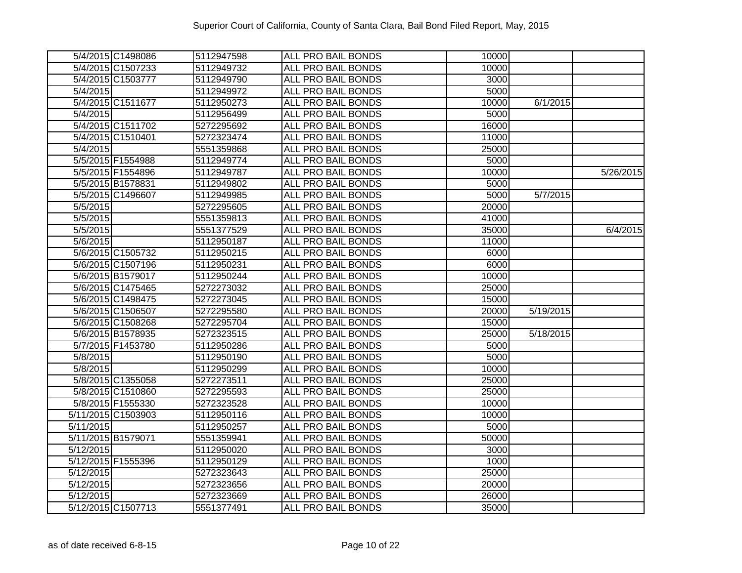| | | | | | | |
|---|---|---|---|---|---|---|
| 5/4/2015 | C1498086 | 5112947598 | ALL PRO BAIL BONDS | 10000 | | |
| 5/4/2015 | C1507233 | 5112949732 | ALL PRO BAIL BONDS | 10000 | | |
| 5/4/2015 | C1503777 | 5112949790 | ALL PRO BAIL BONDS | 3000 | | |
| 5/4/2015 | | 5112949972 | ALL PRO BAIL BONDS | 5000 | | |
| 5/4/2015 | C1511677 | 5112950273 | ALL PRO BAIL BONDS | 10000 | 6/1/2015 | |
| 5/4/2015 | | 5112956499 | ALL PRO BAIL BONDS | 5000 | | |
| 5/4/2015 | C1511702 | 5272295692 | ALL PRO BAIL BONDS | 16000 | | |
| 5/4/2015 | C1510401 | 5272323474 | ALL PRO BAIL BONDS | 11000 | | |
| 5/4/2015 | | 5551359868 | ALL PRO BAIL BONDS | 25000 | | |
| 5/5/2015 | F1554988 | 5112949774 | ALL PRO BAIL BONDS | 5000 | | |
| 5/5/2015 | F1554896 | 5112949787 | ALL PRO BAIL BONDS | 10000 | | 5/26/2015 |
| 5/5/2015 | B1578831 | 5112949802 | ALL PRO BAIL BONDS | 5000 | | |
| 5/5/2015 | C1496607 | 5112949985 | ALL PRO BAIL BONDS | 5000 | 5/7/2015 | |
| 5/5/2015 | | 5272295605 | ALL PRO BAIL BONDS | 20000 | | |
| 5/5/2015 | | 5551359813 | ALL PRO BAIL BONDS | 41000 | | |
| 5/5/2015 | | 5551377529 | ALL PRO BAIL BONDS | 35000 | | 6/4/2015 |
| 5/6/2015 | | 5112950187 | ALL PRO BAIL BONDS | 11000 | | |
| 5/6/2015 | C1505732 | 5112950215 | ALL PRO BAIL BONDS | 6000 | | |
| 5/6/2015 | C1507196 | 5112950231 | ALL PRO BAIL BONDS | 6000 | | |
| 5/6/2015 | B1579017 | 5112950244 | ALL PRO BAIL BONDS | 10000 | | |
| 5/6/2015 | C1475465 | 5272273032 | ALL PRO BAIL BONDS | 25000 | | |
| 5/6/2015 | C1498475 | 5272273045 | ALL PRO BAIL BONDS | 15000 | | |
| 5/6/2015 | C1506507 | 5272295580 | ALL PRO BAIL BONDS | 20000 | 5/19/2015 | |
| 5/6/2015 | C1508268 | 5272295704 | ALL PRO BAIL BONDS | 15000 | | |
| 5/6/2015 | B1578935 | 5272323515 | ALL PRO BAIL BONDS | 25000 | 5/18/2015 | |
| 5/7/2015 | F1453780 | 5112950286 | ALL PRO BAIL BONDS | 5000 | | |
| 5/8/2015 | | 5112950190 | ALL PRO BAIL BONDS | 5000 | | |
| 5/8/2015 | | 5112950299 | ALL PRO BAIL BONDS | 10000 | | |
| 5/8/2015 | C1355058 | 5272273511 | ALL PRO BAIL BONDS | 25000 | | |
| 5/8/2015 | C1510860 | 5272295593 | ALL PRO BAIL BONDS | 25000 | | |
| 5/8/2015 | F1555330 | 5272323528 | ALL PRO BAIL BONDS | 10000 | | |
| 5/11/2015 | C1503903 | 5112950116 | ALL PRO BAIL BONDS | 10000 | | |
| 5/11/2015 | | 5112950257 | ALL PRO BAIL BONDS | 5000 | | |
| 5/11/2015 | B1579071 | 5551359941 | ALL PRO BAIL BONDS | 50000 | | |
| 5/12/2015 | | 5112950020 | ALL PRO BAIL BONDS | 3000 | | |
| 5/12/2015 | F1555396 | 5112950129 | ALL PRO BAIL BONDS | 1000 | | |
| 5/12/2015 | | 5272323643 | ALL PRO BAIL BONDS | 25000 | | |
| 5/12/2015 | | 5272323656 | ALL PRO BAIL BONDS | 20000 | | |
| 5/12/2015 | | 5272323669 | ALL PRO BAIL BONDS | 26000 | | |
| 5/12/2015 | C1507713 | 5551377491 | ALL PRO BAIL BONDS | 35000 | | |

as of date received 6-8-15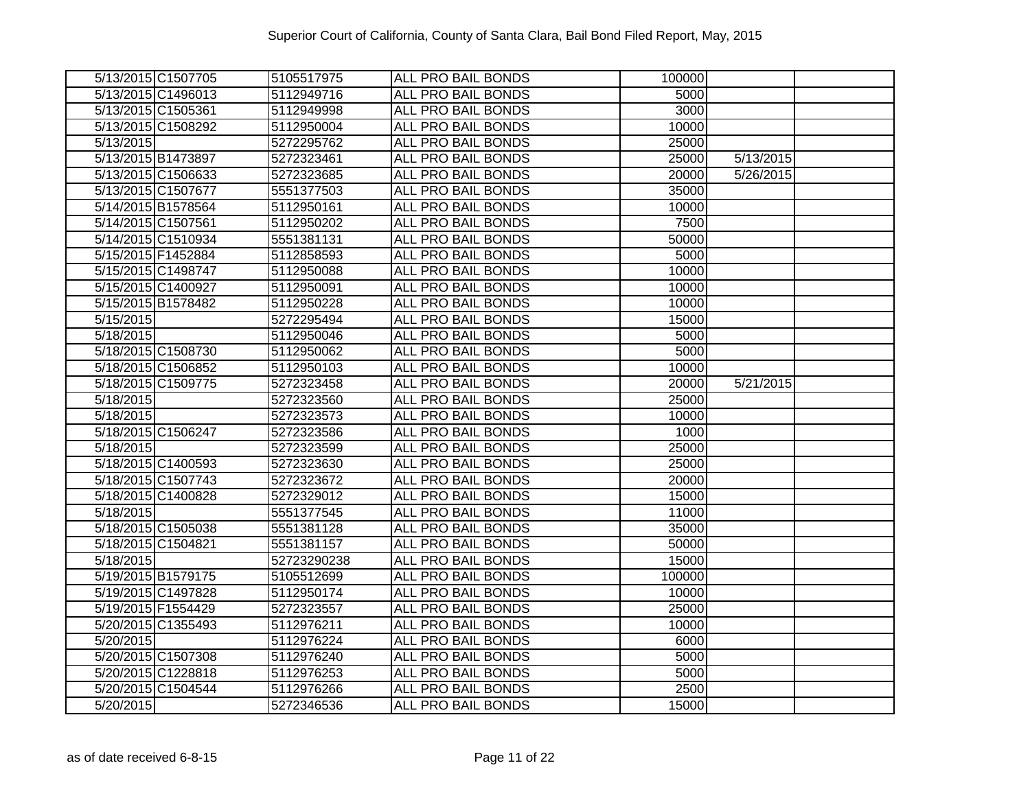Superior Court of California, County of Santa Clara, Bail Bond Filed Report, May, 2015

| | | | | | | |
|---|---|---|---|---|---|---|
| 5/13/2015 | C1507705 | 5105517975 | ALL PRO BAIL BONDS | 100000 | | |
| 5/13/2015 | C1496013 | 5112949716 | ALL PRO BAIL BONDS | 5000 | | |
| 5/13/2015 | C1505361 | 5112949998 | ALL PRO BAIL BONDS | 3000 | | |
| 5/13/2015 | C1508292 | 5112950004 | ALL PRO BAIL BONDS | 10000 | | |
| 5/13/2015 | | 5272295762 | ALL PRO BAIL BONDS | 25000 | | |
| 5/13/2015 | B1473897 | 5272323461 | ALL PRO BAIL BONDS | 25000 | 5/13/2015 | |
| 5/13/2015 | C1506633 | 5272323685 | ALL PRO BAIL BONDS | 20000 | 5/26/2015 | |
| 5/13/2015 | C1507677 | 5551377503 | ALL PRO BAIL BONDS | 35000 | | |
| 5/14/2015 | B1578564 | 5112950161 | ALL PRO BAIL BONDS | 10000 | | |
| 5/14/2015 | C1507561 | 5112950202 | ALL PRO BAIL BONDS | 7500 | | |
| 5/14/2015 | C1510934 | 5551381131 | ALL PRO BAIL BONDS | 50000 | | |
| 5/15/2015 | F1452884 | 5112858593 | ALL PRO BAIL BONDS | 5000 | | |
| 5/15/2015 | C1498747 | 5112950088 | ALL PRO BAIL BONDS | 10000 | | |
| 5/15/2015 | C1400927 | 5112950091 | ALL PRO BAIL BONDS | 10000 | | |
| 5/15/2015 | B1578482 | 5112950228 | ALL PRO BAIL BONDS | 10000 | | |
| 5/15/2015 | | 5272295494 | ALL PRO BAIL BONDS | 15000 | | |
| 5/18/2015 | | 5112950046 | ALL PRO BAIL BONDS | 5000 | | |
| 5/18/2015 | C1508730 | 5112950062 | ALL PRO BAIL BONDS | 5000 | | |
| 5/18/2015 | C1506852 | 5112950103 | ALL PRO BAIL BONDS | 10000 | | |
| 5/18/2015 | C1509775 | 5272323458 | ALL PRO BAIL BONDS | 20000 | 5/21/2015 | |
| 5/18/2015 | | 5272323560 | ALL PRO BAIL BONDS | 25000 | | |
| 5/18/2015 | | 5272323573 | ALL PRO BAIL BONDS | 10000 | | |
| 5/18/2015 | C1506247 | 5272323586 | ALL PRO BAIL BONDS | 1000 | | |
| 5/18/2015 | | 5272323599 | ALL PRO BAIL BONDS | 25000 | | |
| 5/18/2015 | C1400593 | 5272323630 | ALL PRO BAIL BONDS | 25000 | | |
| 5/18/2015 | C1507743 | 5272323672 | ALL PRO BAIL BONDS | 20000 | | |
| 5/18/2015 | C1400828 | 5272329012 | ALL PRO BAIL BONDS | 15000 | | |
| 5/18/2015 | | 5551377545 | ALL PRO BAIL BONDS | 11000 | | |
| 5/18/2015 | C1505038 | 5551381128 | ALL PRO BAIL BONDS | 35000 | | |
| 5/18/2015 | C1504821 | 5551381157 | ALL PRO BAIL BONDS | 50000 | | |
| 5/18/2015 | | 52723290238 | ALL PRO BAIL BONDS | 15000 | | |
| 5/19/2015 | B1579175 | 5105512699 | ALL PRO BAIL BONDS | 100000 | | |
| 5/19/2015 | C1497828 | 5112950174 | ALL PRO BAIL BONDS | 10000 | | |
| 5/19/2015 | F1554429 | 5272323557 | ALL PRO BAIL BONDS | 25000 | | |
| 5/20/2015 | C1355493 | 5112976211 | ALL PRO BAIL BONDS | 10000 | | |
| 5/20/2015 | | 5112976224 | ALL PRO BAIL BONDS | 6000 | | |
| 5/20/2015 | C1507308 | 5112976240 | ALL PRO BAIL BONDS | 5000 | | |
| 5/20/2015 | C1228818 | 5112976253 | ALL PRO BAIL BONDS | 5000 | | |
| 5/20/2015 | C1504544 | 5112976266 | ALL PRO BAIL BONDS | 2500 | | |
| 5/20/2015 | | 5272346536 | ALL PRO BAIL BONDS | 15000 | | |

as of date received 6-8-15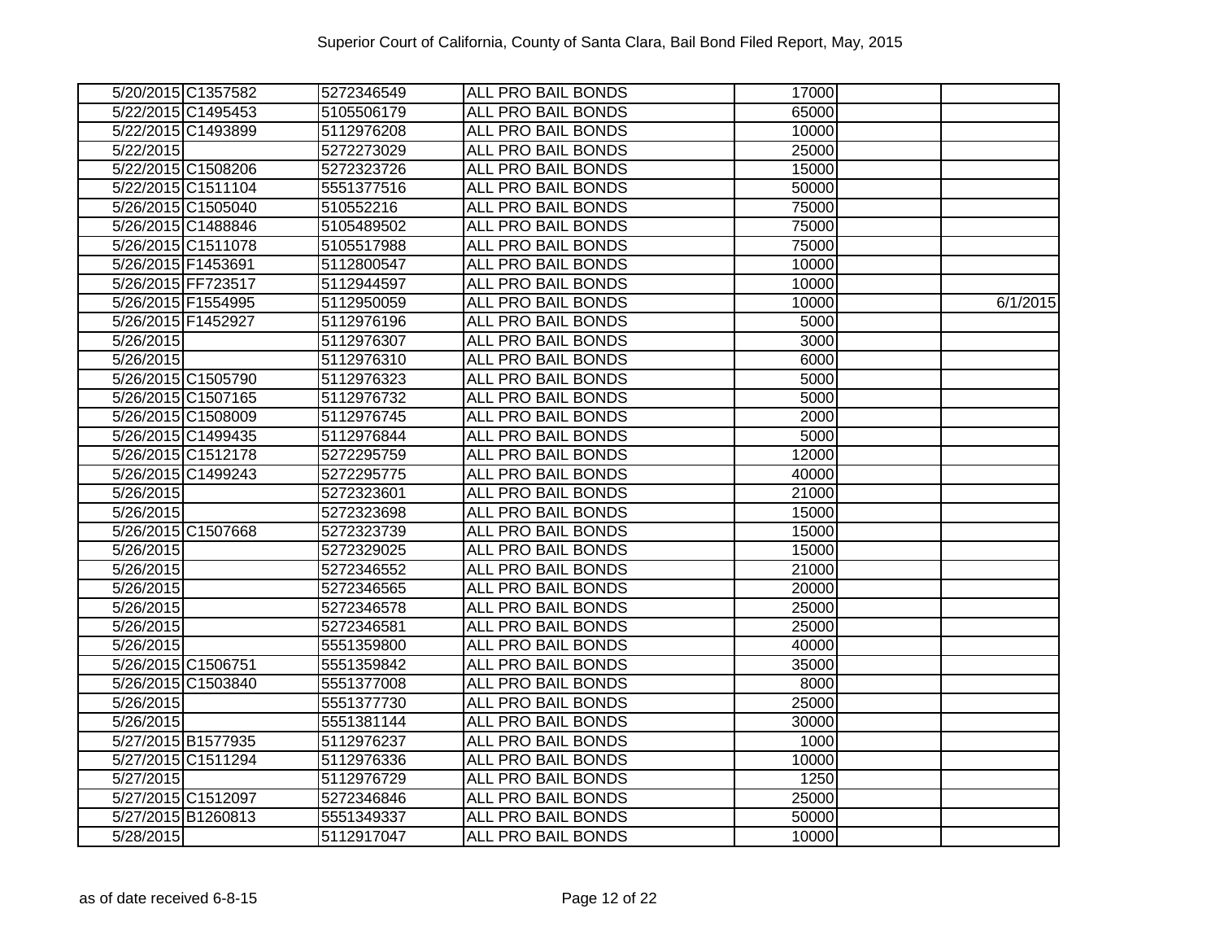| | | | | | | |
|---|---|---|---|---|---|---|
| 5/20/2015 | C1357582 | 5272346549 | ALL PRO BAIL BONDS | 17000 | | |
| 5/22/2015 | C1495453 | 5105506179 | ALL PRO BAIL BONDS | 65000 | | |
| 5/22/2015 | C1493899 | 5112976208 | ALL PRO BAIL BONDS | 10000 | | |
| 5/22/2015 | | 5272273029 | ALL PRO BAIL BONDS | 25000 | | |
| 5/22/2015 | C1508206 | 5272323726 | ALL PRO BAIL BONDS | 15000 | | |
| 5/22/2015 | C1511104 | 5551377516 | ALL PRO BAIL BONDS | 50000 | | |
| 5/26/2015 | C1505040 | 510552216 | ALL PRO BAIL BONDS | 75000 | | |
| 5/26/2015 | C1488846 | 5105489502 | ALL PRO BAIL BONDS | 75000 | | |
| 5/26/2015 | C1511078 | 5105517988 | ALL PRO BAIL BONDS | 75000 | | |
| 5/26/2015 | F1453691 | 5112800547 | ALL PRO BAIL BONDS | 10000 | | |
| 5/26/2015 | FF723517 | 5112944597 | ALL PRO BAIL BONDS | 10000 | | |
| 5/26/2015 | F1554995 | 5112950059 | ALL PRO BAIL BONDS | 10000 | | 6/1/2015 |
| 5/26/2015 | F1452927 | 5112976196 | ALL PRO BAIL BONDS | 5000 | | |
| 5/26/2015 | | 5112976307 | ALL PRO BAIL BONDS | 3000 | | |
| 5/26/2015 | | 5112976310 | ALL PRO BAIL BONDS | 6000 | | |
| 5/26/2015 | C1505790 | 5112976323 | ALL PRO BAIL BONDS | 5000 | | |
| 5/26/2015 | C1507165 | 5112976732 | ALL PRO BAIL BONDS | 5000 | | |
| 5/26/2015 | C1508009 | 5112976745 | ALL PRO BAIL BONDS | 2000 | | |
| 5/26/2015 | C1499435 | 5112976844 | ALL PRO BAIL BONDS | 5000 | | |
| 5/26/2015 | C1512178 | 5272295759 | ALL PRO BAIL BONDS | 12000 | | |
| 5/26/2015 | C1499243 | 5272295775 | ALL PRO BAIL BONDS | 40000 | | |
| 5/26/2015 | | 5272323601 | ALL PRO BAIL BONDS | 21000 | | |
| 5/26/2015 | | 5272323698 | ALL PRO BAIL BONDS | 15000 | | |
| 5/26/2015 | C1507668 | 5272323739 | ALL PRO BAIL BONDS | 15000 | | |
| 5/26/2015 | | 5272329025 | ALL PRO BAIL BONDS | 15000 | | |
| 5/26/2015 | | 5272346552 | ALL PRO BAIL BONDS | 21000 | | |
| 5/26/2015 | | 5272346565 | ALL PRO BAIL BONDS | 20000 | | |
| 5/26/2015 | | 5272346578 | ALL PRO BAIL BONDS | 25000 | | |
| 5/26/2015 | | 5272346581 | ALL PRO BAIL BONDS | 25000 | | |
| 5/26/2015 | | 5551359800 | ALL PRO BAIL BONDS | 40000 | | |
| 5/26/2015 | C1506751 | 5551359842 | ALL PRO BAIL BONDS | 35000 | | |
| 5/26/2015 | C1503840 | 5551377008 | ALL PRO BAIL BONDS | 8000 | | |
| 5/26/2015 | | 5551377730 | ALL PRO BAIL BONDS | 25000 | | |
| 5/26/2015 | | 5551381144 | ALL PRO BAIL BONDS | 30000 | | |
| 5/27/2015 | B1577935 | 5112976237 | ALL PRO BAIL BONDS | 1000 | | |
| 5/27/2015 | C1511294 | 5112976336 | ALL PRO BAIL BONDS | 10000 | | |
| 5/27/2015 | | 5112976729 | ALL PRO BAIL BONDS | 1250 | | |
| 5/27/2015 | C1512097 | 5272346846 | ALL PRO BAIL BONDS | 25000 | | |
| 5/27/2015 | B1260813 | 5551349337 | ALL PRO BAIL BONDS | 50000 | | |
| 5/28/2015 | | 5112917047 | ALL PRO BAIL BONDS | 10000 | | |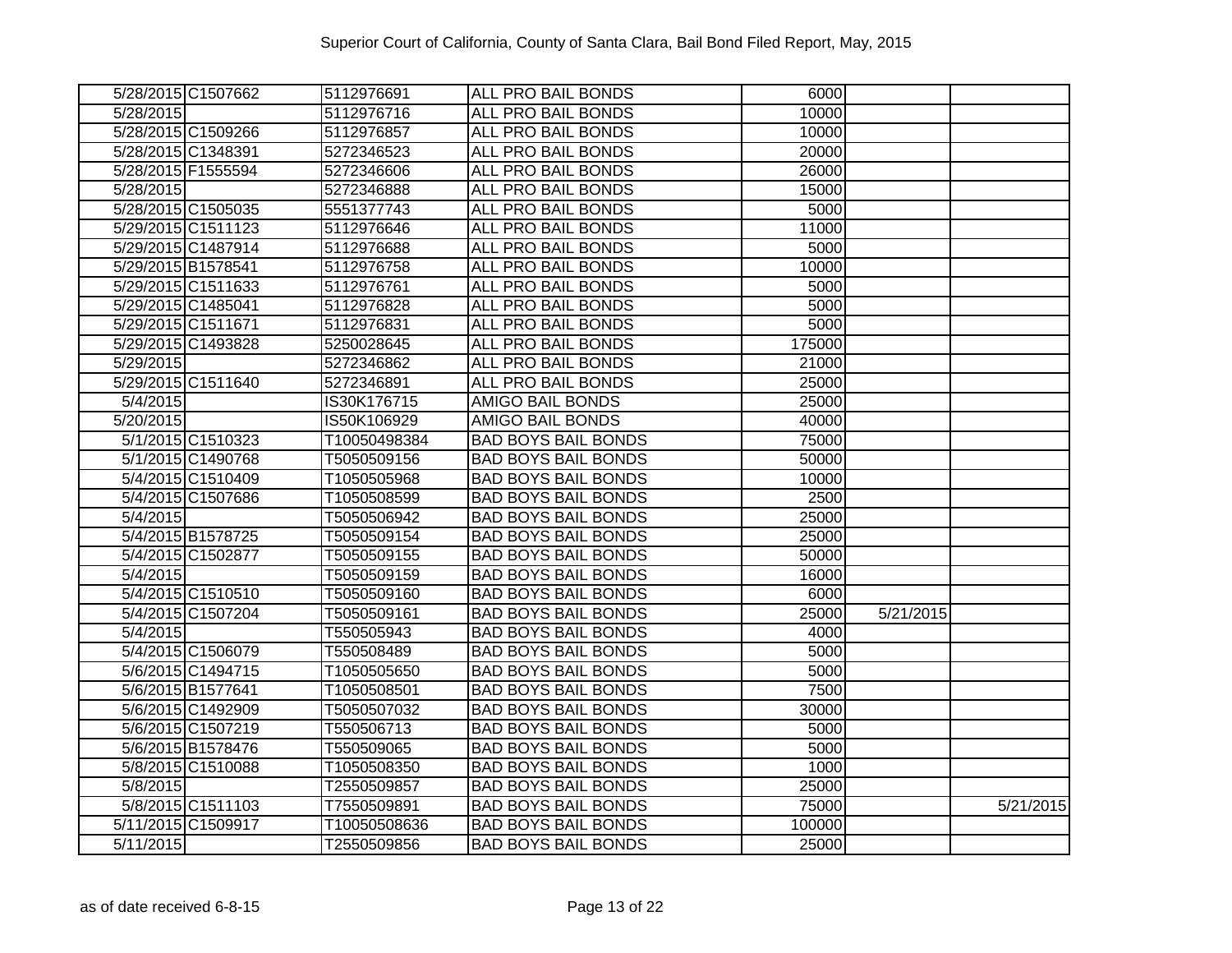Superior Court of California, County of Santa Clara, Bail Bond Filed Report, May, 2015

| | | | | | | |
|---|---|---|---|---|---|---|
| 5/28/2015 | C1507662 | 5112976691 | ALL PRO BAIL BONDS | 6000 | | |
| 5/28/2015 | | 5112976716 | ALL PRO BAIL BONDS | 10000 | | |
| 5/28/2015 | C1509266 | 5112976857 | ALL PRO BAIL BONDS | 10000 | | |
| 5/28/2015 | C1348391 | 5272346523 | ALL PRO BAIL BONDS | 20000 | | |
| 5/28/2015 | F1555594 | 5272346606 | ALL PRO BAIL BONDS | 26000 | | |
| 5/28/2015 | | 5272346888 | ALL PRO BAIL BONDS | 15000 | | |
| 5/28/2015 | C1505035 | 5551377743 | ALL PRO BAIL BONDS | 5000 | | |
| 5/29/2015 | C1511123 | 5112976646 | ALL PRO BAIL BONDS | 11000 | | |
| 5/29/2015 | C1487914 | 5112976688 | ALL PRO BAIL BONDS | 5000 | | |
| 5/29/2015 | B1578541 | 5112976758 | ALL PRO BAIL BONDS | 10000 | | |
| 5/29/2015 | C1511633 | 5112976761 | ALL PRO BAIL BONDS | 5000 | | |
| 5/29/2015 | C1485041 | 5112976828 | ALL PRO BAIL BONDS | 5000 | | |
| 5/29/2015 | C1511671 | 5112976831 | ALL PRO BAIL BONDS | 5000 | | |
| 5/29/2015 | C1493828 | 5250028645 | ALL PRO BAIL BONDS | 175000 | | |
| 5/29/2015 | | 5272346862 | ALL PRO BAIL BONDS | 21000 | | |
| 5/29/2015 | C1511640 | 5272346891 | ALL PRO BAIL BONDS | 25000 | | |
| 5/4/2015 | | IS30K176715 | AMIGO BAIL BONDS | 25000 | | |
| 5/20/2015 | | IS50K106929 | AMIGO BAIL BONDS | 40000 | | |
| 5/1/2015 | C1510323 | T10050498384 | BAD BOYS BAIL BONDS | 75000 | | |
| 5/1/2015 | C1490768 | T5050509156 | BAD BOYS BAIL BONDS | 50000 | | |
| 5/4/2015 | C1510409 | T1050505968 | BAD BOYS BAIL BONDS | 10000 | | |
| 5/4/2015 | C1507686 | T1050508599 | BAD BOYS BAIL BONDS | 2500 | | |
| 5/4/2015 | | T5050506942 | BAD BOYS BAIL BONDS | 25000 | | |
| 5/4/2015 | B1578725 | T5050509154 | BAD BOYS BAIL BONDS | 25000 | | |
| 5/4/2015 | C1502877 | T5050509155 | BAD BOYS BAIL BONDS | 50000 | | |
| 5/4/2015 | | T5050509159 | BAD BOYS BAIL BONDS | 16000 | | |
| 5/4/2015 | C1510510 | T5050509160 | BAD BOYS BAIL BONDS | 6000 | | |
| 5/4/2015 | C1507204 | T5050509161 | BAD BOYS BAIL BONDS | 25000 | 5/21/2015 | |
| 5/4/2015 | | T550505943 | BAD BOYS BAIL BONDS | 4000 | | |
| 5/4/2015 | C1506079 | T550508489 | BAD BOYS BAIL BONDS | 5000 | | |
| 5/6/2015 | C1494715 | T1050505650 | BAD BOYS BAIL BONDS | 5000 | | |
| 5/6/2015 | B1577641 | T1050508501 | BAD BOYS BAIL BONDS | 7500 | | |
| 5/6/2015 | C1492909 | T5050507032 | BAD BOYS BAIL BONDS | 30000 | | |
| 5/6/2015 | C1507219 | T550506713 | BAD BOYS BAIL BONDS | 5000 | | |
| 5/6/2015 | B1578476 | T550509065 | BAD BOYS BAIL BONDS | 5000 | | |
| 5/8/2015 | C1510088 | T1050508350 | BAD BOYS BAIL BONDS | 1000 | | |
| 5/8/2015 | | T2550509857 | BAD BOYS BAIL BONDS | 25000 | | |
| 5/8/2015 | C1511103 | T7550509891 | BAD BOYS BAIL BONDS | 75000 | | 5/21/2015 |
| 5/11/2015 | C1509917 | T10050508636 | BAD BOYS BAIL BONDS | 100000 | | |
| 5/11/2015 | | T2550509856 | BAD BOYS BAIL BONDS | 25000 | | |

as of date received 6-8-15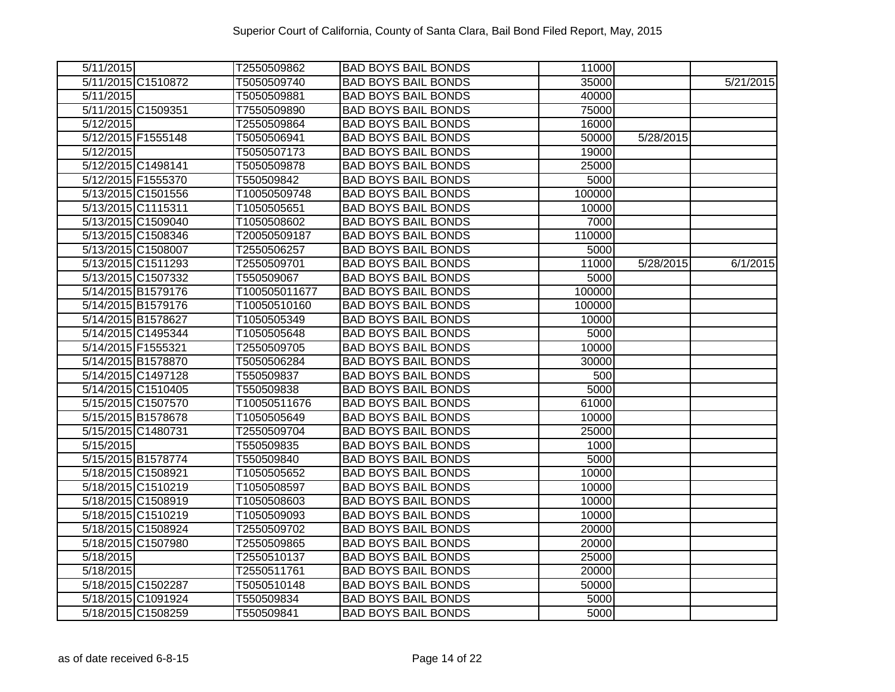| | | | | | | |
|---|---|---|---|---|---|---|
| 5/11/2015 | | T2550509862 | BAD BOYS BAIL BONDS | 11000 | | |
| 5/11/2015 | C1510872 | T5050509740 | BAD BOYS BAIL BONDS | 35000 | | 5/21/2015 |
| 5/11/2015 | | T5050509881 | BAD BOYS BAIL BONDS | 40000 | | |
| 5/11/2015 | C1509351 | T7550509890 | BAD BOYS BAIL BONDS | 75000 | | |
| 5/12/2015 | | T2550509864 | BAD BOYS BAIL BONDS | 16000 | | |
| 5/12/2015 | F1555148 | T5050506941 | BAD BOYS BAIL BONDS | 50000 | 5/28/2015 | |
| 5/12/2015 | | T5050507173 | BAD BOYS BAIL BONDS | 19000 | | |
| 5/12/2015 | C1498141 | T5050509878 | BAD BOYS BAIL BONDS | 25000 | | |
| 5/12/2015 | F1555370 | T550509842 | BAD BOYS BAIL BONDS | 5000 | | |
| 5/13/2015 | C1501556 | T10050509748 | BAD BOYS BAIL BONDS | 100000 | | |
| 5/13/2015 | C1115311 | T1050505651 | BAD BOYS BAIL BONDS | 10000 | | |
| 5/13/2015 | C1509040 | T1050508602 | BAD BOYS BAIL BONDS | 7000 | | |
| 5/13/2015 | C1508346 | T20050509187 | BAD BOYS BAIL BONDS | 110000 | | |
| 5/13/2015 | C1508007 | T2550506257 | BAD BOYS BAIL BONDS | 5000 | | |
| 5/13/2015 | C1511293 | T2550509701 | BAD BOYS BAIL BONDS | 11000 | 5/28/2015 | 6/1/2015 |
| 5/13/2015 | C1507332 | T550509067 | BAD BOYS BAIL BONDS | 5000 | | |
| 5/14/2015 | B1579176 | T100505011677 | BAD BOYS BAIL BONDS | 100000 | | |
| 5/14/2015 | B1579176 | T10050510160 | BAD BOYS BAIL BONDS | 100000 | | |
| 5/14/2015 | B1578627 | T1050505349 | BAD BOYS BAIL BONDS | 10000 | | |
| 5/14/2015 | C1495344 | T1050505648 | BAD BOYS BAIL BONDS | 5000 | | |
| 5/14/2015 | F1555321 | T2550509705 | BAD BOYS BAIL BONDS | 10000 | | |
| 5/14/2015 | B1578870 | T5050506284 | BAD BOYS BAIL BONDS | 30000 | | |
| 5/14/2015 | C1497128 | T550509837 | BAD BOYS BAIL BONDS | 500 | | |
| 5/14/2015 | C1510405 | T550509838 | BAD BOYS BAIL BONDS | 5000 | | |
| 5/15/2015 | C1507570 | T10050511676 | BAD BOYS BAIL BONDS | 61000 | | |
| 5/15/2015 | B1578678 | T1050505649 | BAD BOYS BAIL BONDS | 10000 | | |
| 5/15/2015 | C1480731 | T2550509704 | BAD BOYS BAIL BONDS | 25000 | | |
| 5/15/2015 | | T550509835 | BAD BOYS BAIL BONDS | 1000 | | |
| 5/15/2015 | B1578774 | T550509840 | BAD BOYS BAIL BONDS | 5000 | | |
| 5/18/2015 | C1508921 | T1050505652 | BAD BOYS BAIL BONDS | 10000 | | |
| 5/18/2015 | C1510219 | T1050508597 | BAD BOYS BAIL BONDS | 10000 | | |
| 5/18/2015 | C1508919 | T1050508603 | BAD BOYS BAIL BONDS | 10000 | | |
| 5/18/2015 | C1510219 | T1050509093 | BAD BOYS BAIL BONDS | 10000 | | |
| 5/18/2015 | C1508924 | T2550509702 | BAD BOYS BAIL BONDS | 20000 | | |
| 5/18/2015 | C1507980 | T2550509865 | BAD BOYS BAIL BONDS | 20000 | | |
| 5/18/2015 | | T2550510137 | BAD BOYS BAIL BONDS | 25000 | | |
| 5/18/2015 | | T2550511761 | BAD BOYS BAIL BONDS | 20000 | | |
| 5/18/2015 | C1502287 | T5050510148 | BAD BOYS BAIL BONDS | 50000 | | |
| 5/18/2015 | C1091924 | T550509834 | BAD BOYS BAIL BONDS | 5000 | | |
| 5/18/2015 | C1508259 | T550509841 | BAD BOYS BAIL BONDS | 5000 | | |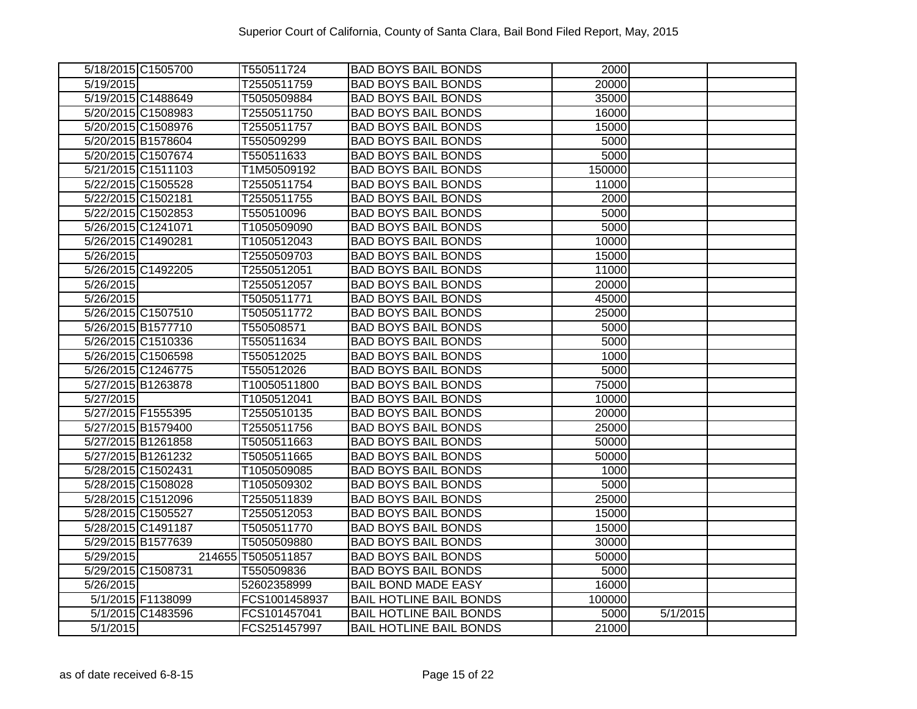# Superior Court of California, County of Santa Clara, Bail Bond Filed Report, May, 2015

| | | | | | | |
|---|---|---|---|---|---|---|
| 5/18/2015 | C1505700 | T550511724 | BAD BOYS BAIL BONDS | 2000 | | |
| 5/19/2015 | | T2550511759 | BAD BOYS BAIL BONDS | 20000 | | |
| 5/19/2015 | C1488649 | T5050509884 | BAD BOYS BAIL BONDS | 35000 | | |
| 5/20/2015 | C1508983 | T2550511750 | BAD BOYS BAIL BONDS | 16000 | | |
| 5/20/2015 | C1508976 | T2550511757 | BAD BOYS BAIL BONDS | 15000 | | |
| 5/20/2015 | B1578604 | T550509299 | BAD BOYS BAIL BONDS | 5000 | | |
| 5/20/2015 | C1507674 | T550511633 | BAD BOYS BAIL BONDS | 5000 | | |
| 5/21/2015 | C1511103 | T1M50509192 | BAD BOYS BAIL BONDS | 150000 | | |
| 5/22/2015 | C1505528 | T2550511754 | BAD BOYS BAIL BONDS | 11000 | | |
| 5/22/2015 | C1502181 | T2550511755 | BAD BOYS BAIL BONDS | 2000 | | |
| 5/22/2015 | C1502853 | T550510096 | BAD BOYS BAIL BONDS | 5000 | | |
| 5/26/2015 | C1241071 | T1050509090 | BAD BOYS BAIL BONDS | 5000 | | |
| 5/26/2015 | C1490281 | T1050512043 | BAD BOYS BAIL BONDS | 10000 | | |
| 5/26/2015 | | T2550509703 | BAD BOYS BAIL BONDS | 15000 | | |
| 5/26/2015 | C1492205 | T2550512051 | BAD BOYS BAIL BONDS | 11000 | | |
| 5/26/2015 | | T2550512057 | BAD BOYS BAIL BONDS | 20000 | | |
| 5/26/2015 | | T5050511771 | BAD BOYS BAIL BONDS | 45000 | | |
| 5/26/2015 | C1507510 | T5050511772 | BAD BOYS BAIL BONDS | 25000 | | |
| 5/26/2015 | B1577710 | T550508571 | BAD BOYS BAIL BONDS | 5000 | | |
| 5/26/2015 | C1510336 | T550511634 | BAD BOYS BAIL BONDS | 5000 | | |
| 5/26/2015 | C1506598 | T550512025 | BAD BOYS BAIL BONDS | 1000 | | |
| 5/26/2015 | C1246775 | T550512026 | BAD BOYS BAIL BONDS | 5000 | | |
| 5/27/2015 | B1263878 | T10050511800 | BAD BOYS BAIL BONDS | 75000 | | |
| 5/27/2015 | | T1050512041 | BAD BOYS BAIL BONDS | 10000 | | |
| 5/27/2015 | F1555395 | T2550510135 | BAD BOYS BAIL BONDS | 20000 | | |
| 5/27/2015 | B1579400 | T2550511756 | BAD BOYS BAIL BONDS | 25000 | | |
| 5/27/2015 | B1261858 | T5050511663 | BAD BOYS BAIL BONDS | 50000 | | |
| 5/27/2015 | B1261232 | T5050511665 | BAD BOYS BAIL BONDS | 50000 | | |
| 5/28/2015 | C1502431 | T1050509085 | BAD BOYS BAIL BONDS | 1000 | | |
| 5/28/2015 | C1508028 | T1050509302 | BAD BOYS BAIL BONDS | 5000 | | |
| 5/28/2015 | C1512096 | T2550511839 | BAD BOYS BAIL BONDS | 25000 | | |
| 5/28/2015 | C1505527 | T2550512053 | BAD BOYS BAIL BONDS | 15000 | | |
| 5/28/2015 | C1491187 | T5050511770 | BAD BOYS BAIL BONDS | 15000 | | |
| 5/29/2015 | B1577639 | T5050509880 | BAD BOYS BAIL BONDS | 30000 | | |
| 5/29/2015 | 214655 | T5050511857 | BAD BOYS BAIL BONDS | 50000 | | |
| 5/29/2015 | C1508731 | T550509836 | BAD BOYS BAIL BONDS | 5000 | | |
| 5/26/2015 | | 52602358999 | BAIL BOND MADE EASY | 16000 | | |
| 5/1/2015 | F1138099 | FCS1001458937 | BAIL HOTLINE BAIL BONDS | 100000 | | |
| 5/1/2015 | C1483596 | FCS101457041 | BAIL HOTLINE BAIL BONDS | 5000 | 5/1/2015 | |
| 5/1/2015 | | FCS251457997 | BAIL HOTLINE BAIL BONDS | 21000 | | |

as of date received 6-8-15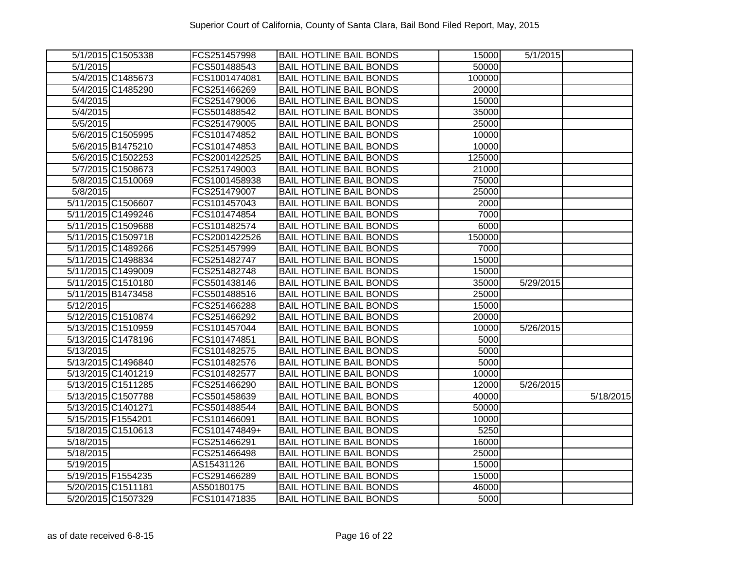# Superior Court of California, County of Santa Clara, Bail Bond Filed Report, May, 2015

| | | | | | | |
|---|---|---|---|---|---|---|
| 5/1/2015 | C1505338 | FCS251457998 | BAIL HOTLINE BAIL BONDS | 15000 | 5/1/2015 | |
| 5/1/2015 | | FCS501488543 | BAIL HOTLINE BAIL BONDS | 50000 | | |
| 5/4/2015 | C1485673 | FCS1001474081 | BAIL HOTLINE BAIL BONDS | 100000 | | |
| 5/4/2015 | C1485290 | FCS251466269 | BAIL HOTLINE BAIL BONDS | 20000 | | |
| 5/4/2015 | | FCS251479006 | BAIL HOTLINE BAIL BONDS | 15000 | | |
| 5/4/2015 | | FCS501488542 | BAIL HOTLINE BAIL BONDS | 35000 | | |
| 5/5/2015 | | FCS251479005 | BAIL HOTLINE BAIL BONDS | 25000 | | |
| 5/6/2015 | C1505995 | FCS101474852 | BAIL HOTLINE BAIL BONDS | 10000 | | |
| 5/6/2015 | B1475210 | FCS101474853 | BAIL HOTLINE BAIL BONDS | 10000 | | |
| 5/6/2015 | C1502253 | FCS2001422525 | BAIL HOTLINE BAIL BONDS | 125000 | | |
| 5/7/2015 | C1508673 | FCS251749003 | BAIL HOTLINE BAIL BONDS | 21000 | | |
| 5/8/2015 | C1510069 | FCS1001458938 | BAIL HOTLINE BAIL BONDS | 75000 | | |
| 5/8/2015 | | FCS251479007 | BAIL HOTLINE BAIL BONDS | 25000 | | |
| 5/11/2015 | C1506607 | FCS101457043 | BAIL HOTLINE BAIL BONDS | 2000 | | |
| 5/11/2015 | C1499246 | FCS101474854 | BAIL HOTLINE BAIL BONDS | 7000 | | |
| 5/11/2015 | C1509688 | FCS101482574 | BAIL HOTLINE BAIL BONDS | 6000 | | |
| 5/11/2015 | C1509718 | FCS2001422526 | BAIL HOTLINE BAIL BONDS | 150000 | | |
| 5/11/2015 | C1489266 | FCS251457999 | BAIL HOTLINE BAIL BONDS | 7000 | | |
| 5/11/2015 | C1498834 | FCS251482747 | BAIL HOTLINE BAIL BONDS | 15000 | | |
| 5/11/2015 | C1499009 | FCS251482748 | BAIL HOTLINE BAIL BONDS | 15000 | | |
| 5/11/2015 | C1510180 | FCS501438146 | BAIL HOTLINE BAIL BONDS | 35000 | 5/29/2015 | |
| 5/11/2015 | B1473458 | FCS501488516 | BAIL HOTLINE BAIL BONDS | 25000 | | |
| 5/12/2015 | | FCS251466288 | BAIL HOTLINE BAIL BONDS | 15000 | | |
| 5/12/2015 | C1510874 | FCS251466292 | BAIL HOTLINE BAIL BONDS | 20000 | | |
| 5/13/2015 | C1510959 | FCS101457044 | BAIL HOTLINE BAIL BONDS | 10000 | 5/26/2015 | |
| 5/13/2015 | C1478196 | FCS101474851 | BAIL HOTLINE BAIL BONDS | 5000 | | |
| 5/13/2015 | | FCS101482575 | BAIL HOTLINE BAIL BONDS | 5000 | | |
| 5/13/2015 | C1496840 | FCS101482576 | BAIL HOTLINE BAIL BONDS | 5000 | | |
| 5/13/2015 | C1401219 | FCS101482577 | BAIL HOTLINE BAIL BONDS | 10000 | | |
| 5/13/2015 | C1511285 | FCS251466290 | BAIL HOTLINE BAIL BONDS | 12000 | 5/26/2015 | |
| 5/13/2015 | C1507788 | FCS501458639 | BAIL HOTLINE BAIL BONDS | 40000 | | 5/18/2015 |
| 5/13/2015 | C1401271 | FCS501488544 | BAIL HOTLINE BAIL BONDS | 50000 | | |
| 5/15/2015 | F1554201 | FCS101466091 | BAIL HOTLINE BAIL BONDS | 10000 | | |
| 5/18/2015 | C1510613 | FCS101474849+ | BAIL HOTLINE BAIL BONDS | 5250 | | |
| 5/18/2015 | | FCS251466291 | BAIL HOTLINE BAIL BONDS | 16000 | | |
| 5/18/2015 | | FCS251466498 | BAIL HOTLINE BAIL BONDS | 25000 | | |
| 5/19/2015 | | AS15431126 | BAIL HOTLINE BAIL BONDS | 15000 | | |
| 5/19/2015 | F1554235 | FCS291466289 | BAIL HOTLINE BAIL BONDS | 15000 | | |
| 5/20/2015 | C1511181 | AS50180175 | BAIL HOTLINE BAIL BONDS | 46000 | | |
| 5/20/2015 | C1507329 | FCS101471835 | BAIL HOTLINE BAIL BONDS | 5000 | | |

as of date received 6-8-15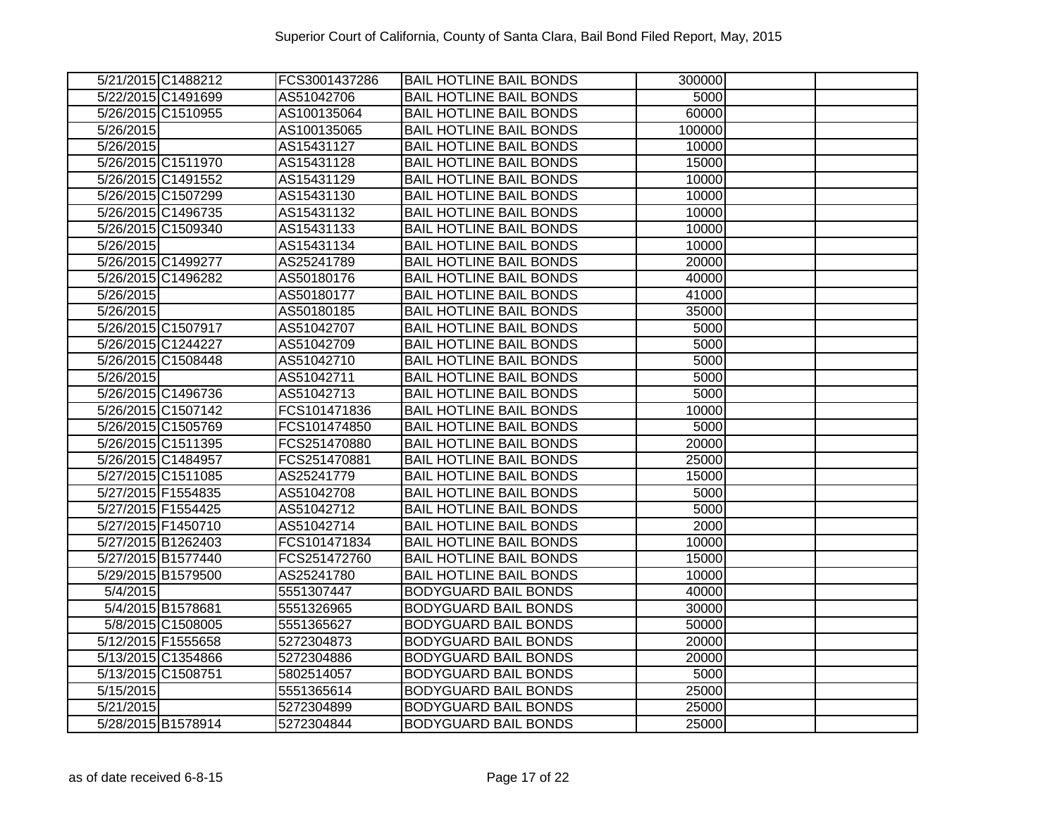| | | | | | | |
|---|---|---|---|---|---|---|
| 5/21/2015 | C1488212 | FCS3001437286 | BAIL HOTLINE BAIL BONDS | 300000 | | |
| 5/22/2015 | C1491699 | AS51042706 | BAIL HOTLINE BAIL BONDS | 5000 | | |
| 5/26/2015 | C1510955 | AS100135064 | BAIL HOTLINE BAIL BONDS | 60000 | | |
| 5/26/2015 | | AS100135065 | BAIL HOTLINE BAIL BONDS | 100000 | | |
| 5/26/2015 | | AS15431127 | BAIL HOTLINE BAIL BONDS | 10000 | | |
| 5/26/2015 | C1511970 | AS15431128 | BAIL HOTLINE BAIL BONDS | 15000 | | |
| 5/26/2015 | C1491552 | AS15431129 | BAIL HOTLINE BAIL BONDS | 10000 | | |
| 5/26/2015 | C1507299 | AS15431130 | BAIL HOTLINE BAIL BONDS | 10000 | | |
| 5/26/2015 | C1496735 | AS15431132 | BAIL HOTLINE BAIL BONDS | 10000 | | |
| 5/26/2015 | C1509340 | AS15431133 | BAIL HOTLINE BAIL BONDS | 10000 | | |
| 5/26/2015 | | AS15431134 | BAIL HOTLINE BAIL BONDS | 10000 | | |
| 5/26/2015 | C1499277 | AS25241789 | BAIL HOTLINE BAIL BONDS | 20000 | | |
| 5/26/2015 | C1496282 | AS50180176 | BAIL HOTLINE BAIL BONDS | 40000 | | |
| 5/26/2015 | | AS50180177 | BAIL HOTLINE BAIL BONDS | 41000 | | |
| 5/26/2015 | | AS50180185 | BAIL HOTLINE BAIL BONDS | 35000 | | |
| 5/26/2015 | C1507917 | AS51042707 | BAIL HOTLINE BAIL BONDS | 5000 | | |
| 5/26/2015 | C1244227 | AS51042709 | BAIL HOTLINE BAIL BONDS | 5000 | | |
| 5/26/2015 | C1508448 | AS51042710 | BAIL HOTLINE BAIL BONDS | 5000 | | |
| 5/26/2015 | | AS51042711 | BAIL HOTLINE BAIL BONDS | 5000 | | |
| 5/26/2015 | C1496736 | AS51042713 | BAIL HOTLINE BAIL BONDS | 5000 | | |
| 5/26/2015 | C1507142 | FCS101471836 | BAIL HOTLINE BAIL BONDS | 10000 | | |
| 5/26/2015 | C1505769 | FCS101474850 | BAIL HOTLINE BAIL BONDS | 5000 | | |
| 5/26/2015 | C1511395 | FCS251470880 | BAIL HOTLINE BAIL BONDS | 20000 | | |
| 5/26/2015 | C1484957 | FCS251470881 | BAIL HOTLINE BAIL BONDS | 25000 | | |
| 5/27/2015 | C1511085 | AS25241779 | BAIL HOTLINE BAIL BONDS | 15000 | | |
| 5/27/2015 | F1554835 | AS51042708 | BAIL HOTLINE BAIL BONDS | 5000 | | |
| 5/27/2015 | F1554425 | AS51042712 | BAIL HOTLINE BAIL BONDS | 5000 | | |
| 5/27/2015 | F1450710 | AS51042714 | BAIL HOTLINE BAIL BONDS | 2000 | | |
| 5/27/2015 | B1262403 | FCS101471834 | BAIL HOTLINE BAIL BONDS | 10000 | | |
| 5/27/2015 | B1577440 | FCS251472760 | BAIL HOTLINE BAIL BONDS | 15000 | | |
| 5/29/2015 | B1579500 | AS25241780 | BAIL HOTLINE BAIL BONDS | 10000 | | |
| 5/4/2015 | | 5551307447 | BODYGUARD BAIL BONDS | 40000 | | |
| 5/4/2015 | B1578681 | 5551326965 | BODYGUARD BAIL BONDS | 30000 | | |
| 5/8/2015 | C1508005 | 5551365627 | BODYGUARD BAIL BONDS | 50000 | | |
| 5/12/2015 | F1555658 | 5272304873 | BODYGUARD BAIL BONDS | 20000 | | |
| 5/13/2015 | C1354866 | 5272304886 | BODYGUARD BAIL BONDS | 20000 | | |
| 5/13/2015 | C1508751 | 5802514057 | BODYGUARD BAIL BONDS | 5000 | | |
| 5/15/2015 | | 5551365614 | BODYGUARD BAIL BONDS | 25000 | | |
| 5/21/2015 | | 5272304899 | BODYGUARD BAIL BONDS | 25000 | | |
| 5/28/2015 | B1578914 | 5272304844 | BODYGUARD BAIL BONDS | 25000 | | |

as of date received 6-8-15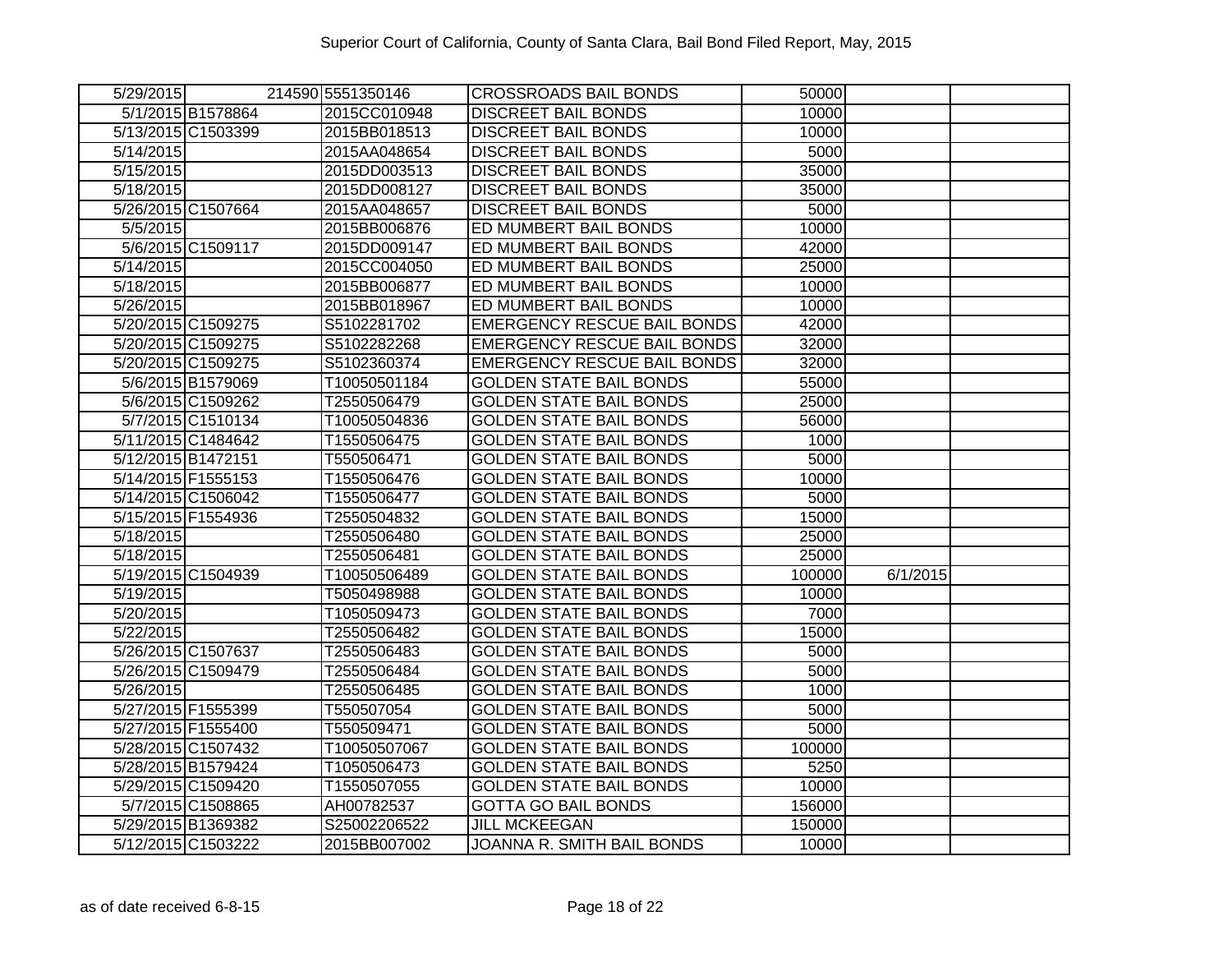# Superior Court of California, County of Santa Clara, Bail Bond Filed Report, May, 2015

| | | | | | | |
|---|---|---|---|---|---|---|
| 5/29/2015 | 214590 | 5551350146 | CROSSROADS BAIL BONDS | 50000 | | |
| 5/1/2015 | B1578864 | 2015CC010948 | DISCREET BAIL BONDS | 10000 | | |
| 5/13/2015 | C1503399 | 2015BB018513 | DISCREET BAIL BONDS | 10000 | | |
| 5/14/2015 | | 2015AA048654 | DISCREET BAIL BONDS | 5000 | | |
| 5/15/2015 | | 2015DD003513 | DISCREET BAIL BONDS | 35000 | | |
| 5/18/2015 | | 2015DD008127 | DISCREET BAIL BONDS | 35000 | | |
| 5/26/2015 | C1507664 | 2015AA048657 | DISCREET BAIL BONDS | 5000 | | |
| 5/5/2015 | | 2015BB006876 | ED MUMBERT BAIL BONDS | 10000 | | |
| 5/6/2015 | C1509117 | 2015DD009147 | ED MUMBERT BAIL BONDS | 42000 | | |
| 5/14/2015 | | 2015CC004050 | ED MUMBERT BAIL BONDS | 25000 | | |
| 5/18/2015 | | 2015BB006877 | ED MUMBERT BAIL BONDS | 10000 | | |
| 5/26/2015 | | 2015BB018967 | ED MUMBERT BAIL BONDS | 10000 | | |
| 5/20/2015 | C1509275 | S5102281702 | EMERGENCY RESCUE BAIL BONDS | 42000 | | |
| 5/20/2015 | C1509275 | S5102282268 | EMERGENCY RESCUE BAIL BONDS | 32000 | | |
| 5/20/2015 | C1509275 | S5102360374 | EMERGENCY RESCUE BAIL BONDS | 32000 | | |
| 5/6/2015 | B1579069 | T10050501184 | GOLDEN STATE BAIL BONDS | 55000 | | |
| 5/6/2015 | C1509262 | T2550506479 | GOLDEN STATE BAIL BONDS | 25000 | | |
| 5/7/2015 | C1510134 | T10050504836 | GOLDEN STATE BAIL BONDS | 56000 | | |
| 5/11/2015 | C1484642 | T1550506475 | GOLDEN STATE BAIL BONDS | 1000 | | |
| 5/12/2015 | B1472151 | T550506471 | GOLDEN STATE BAIL BONDS | 5000 | | |
| 5/14/2015 | F1555153 | T1550506476 | GOLDEN STATE BAIL BONDS | 10000 | | |
| 5/14/2015 | C1506042 | T1550506477 | GOLDEN STATE BAIL BONDS | 5000 | | |
| 5/15/2015 | F1554936 | T2550504832 | GOLDEN STATE BAIL BONDS | 15000 | | |
| 5/18/2015 | | T2550506480 | GOLDEN STATE BAIL BONDS | 25000 | | |
| 5/18/2015 | | T2550506481 | GOLDEN STATE BAIL BONDS | 25000 | | |
| 5/19/2015 | C1504939 | T10050506489 | GOLDEN STATE BAIL BONDS | 100000 | 6/1/2015 | |
| 5/19/2015 | | T5050498988 | GOLDEN STATE BAIL BONDS | 10000 | | |
| 5/20/2015 | | T1050509473 | GOLDEN STATE BAIL BONDS | 7000 | | |
| 5/22/2015 | | T2550506482 | GOLDEN STATE BAIL BONDS | 15000 | | |
| 5/26/2015 | C1507637 | T2550506483 | GOLDEN STATE BAIL BONDS | 5000 | | |
| 5/26/2015 | C1509479 | T2550506484 | GOLDEN STATE BAIL BONDS | 5000 | | |
| 5/26/2015 | | T2550506485 | GOLDEN STATE BAIL BONDS | 1000 | | |
| 5/27/2015 | F1555399 | T550507054 | GOLDEN STATE BAIL BONDS | 5000 | | |
| 5/27/2015 | F1555400 | T550509471 | GOLDEN STATE BAIL BONDS | 5000 | | |
| 5/28/2015 | C1507432 | T10050507067 | GOLDEN STATE BAIL BONDS | 100000 | | |
| 5/28/2015 | B1579424 | T1050506473 | GOLDEN STATE BAIL BONDS | 5250 | | |
| 5/29/2015 | C1509420 | T1550507055 | GOLDEN STATE BAIL BONDS | 10000 | | |
| 5/7/2015 | C1508865 | AH00782537 | GOTTA GO BAIL BONDS | 156000 | | |
| 5/29/2015 | B1369382 | S25002206522 | JILL MCKEEGAN | 150000 | | |
| 5/12/2015 | C1503222 | 2015BB007002 | JOANNA R. SMITH BAIL BONDS | 10000 | | |

as of date received 6-8-15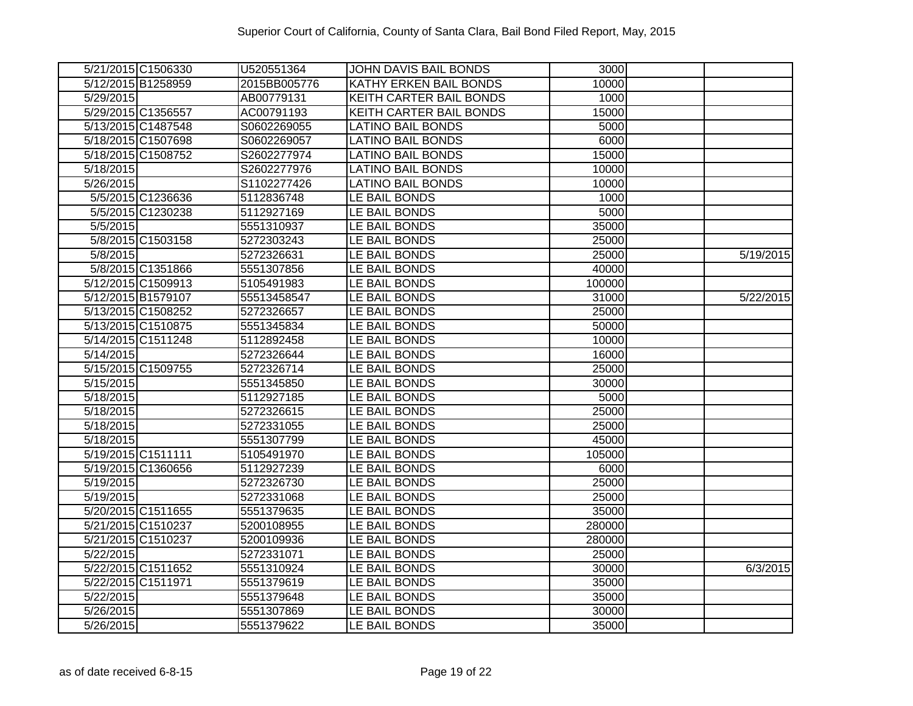| | | | | | | |
|---|---|---|---|---|---|---|
| 5/21/2015 | C1506330 | U520551364 | JOHN DAVIS BAIL BONDS | 3000 | | |
| 5/12/2015 | B1258959 | 2015BB005776 | KATHY ERKEN BAIL BONDS | 10000 | | |
| 5/29/2015 | | AB00779131 | KEITH CARTER BAIL BONDS | 1000 | | |
| 5/29/2015 | C1356557 | AC00791193 | KEITH CARTER BAIL BONDS | 15000 | | |
| 5/13/2015 | C1487548 | S0602269055 | LATINO BAIL BONDS | 5000 | | |
| 5/18/2015 | C1507698 | S0602269057 | LATINO BAIL BONDS | 6000 | | |
| 5/18/2015 | C1508752 | S2602277974 | LATINO BAIL BONDS | 15000 | | |
| 5/18/2015 | | S2602277976 | LATINO BAIL BONDS | 10000 | | |
| 5/26/2015 | | S1102277426 | LATINO BAIL BONDS | 10000 | | |
| 5/5/2015 | C1236636 | 5112836748 | LE BAIL BONDS | 1000 | | |
| 5/5/2015 | C1230238 | 5112927169 | LE BAIL BONDS | 5000 | | |
| 5/5/2015 | | 5551310937 | LE BAIL BONDS | 35000 | | |
| 5/8/2015 | C1503158 | 5272303243 | LE BAIL BONDS | 25000 | | |
| 5/8/2015 | | 5272326631 | LE BAIL BONDS | 25000 | | 5/19/2015 |
| 5/8/2015 | C1351866 | 5551307856 | LE BAIL BONDS | 40000 | | |
| 5/12/2015 | C1509913 | 5105491983 | LE BAIL BONDS | 100000 | | |
| 5/12/2015 | B1579107 | 55513458547 | LE BAIL BONDS | 31000 | | 5/22/2015 |
| 5/13/2015 | C1508252 | 5272326657 | LE BAIL BONDS | 25000 | | |
| 5/13/2015 | C1510875 | 5551345834 | LE BAIL BONDS | 50000 | | |
| 5/14/2015 | C1511248 | 5112892458 | LE BAIL BONDS | 10000 | | |
| 5/14/2015 | | 5272326644 | LE BAIL BONDS | 16000 | | |
| 5/15/2015 | C1509755 | 5272326714 | LE BAIL BONDS | 25000 | | |
| 5/15/2015 | | 5551345850 | LE BAIL BONDS | 30000 | | |
| 5/18/2015 | | 5112927185 | LE BAIL BONDS | 5000 | | |
| 5/18/2015 | | 5272326615 | LE BAIL BONDS | 25000 | | |
| 5/18/2015 | | 5272331055 | LE BAIL BONDS | 25000 | | |
| 5/18/2015 | | 5551307799 | LE BAIL BONDS | 45000 | | |
| 5/19/2015 | C1511111 | 5105491970 | LE BAIL BONDS | 105000 | | |
| 5/19/2015 | C1360656 | 5112927239 | LE BAIL BONDS | 6000 | | |
| 5/19/2015 | | 5272326730 | LE BAIL BONDS | 25000 | | |
| 5/19/2015 | | 5272331068 | LE BAIL BONDS | 25000 | | |
| 5/20/2015 | C1511655 | 5551379635 | LE BAIL BONDS | 35000 | | |
| 5/21/2015 | C1510237 | 5200108955 | LE BAIL BONDS | 280000 | | |
| 5/21/2015 | C1510237 | 5200109936 | LE BAIL BONDS | 280000 | | |
| 5/22/2015 | | 5272331071 | LE BAIL BONDS | 25000 | | |
| 5/22/2015 | C1511652 | 5551310924 | LE BAIL BONDS | 30000 | | 6/3/2015 |
| 5/22/2015 | C1511971 | 5551379619 | LE BAIL BONDS | 35000 | | |
| 5/22/2015 | | 5551379648 | LE BAIL BONDS | 35000 | | |
| 5/26/2015 | | 5551307869 | LE BAIL BONDS | 30000 | | |
| 5/26/2015 | | 5551379622 | LE BAIL BONDS | 35000 | | |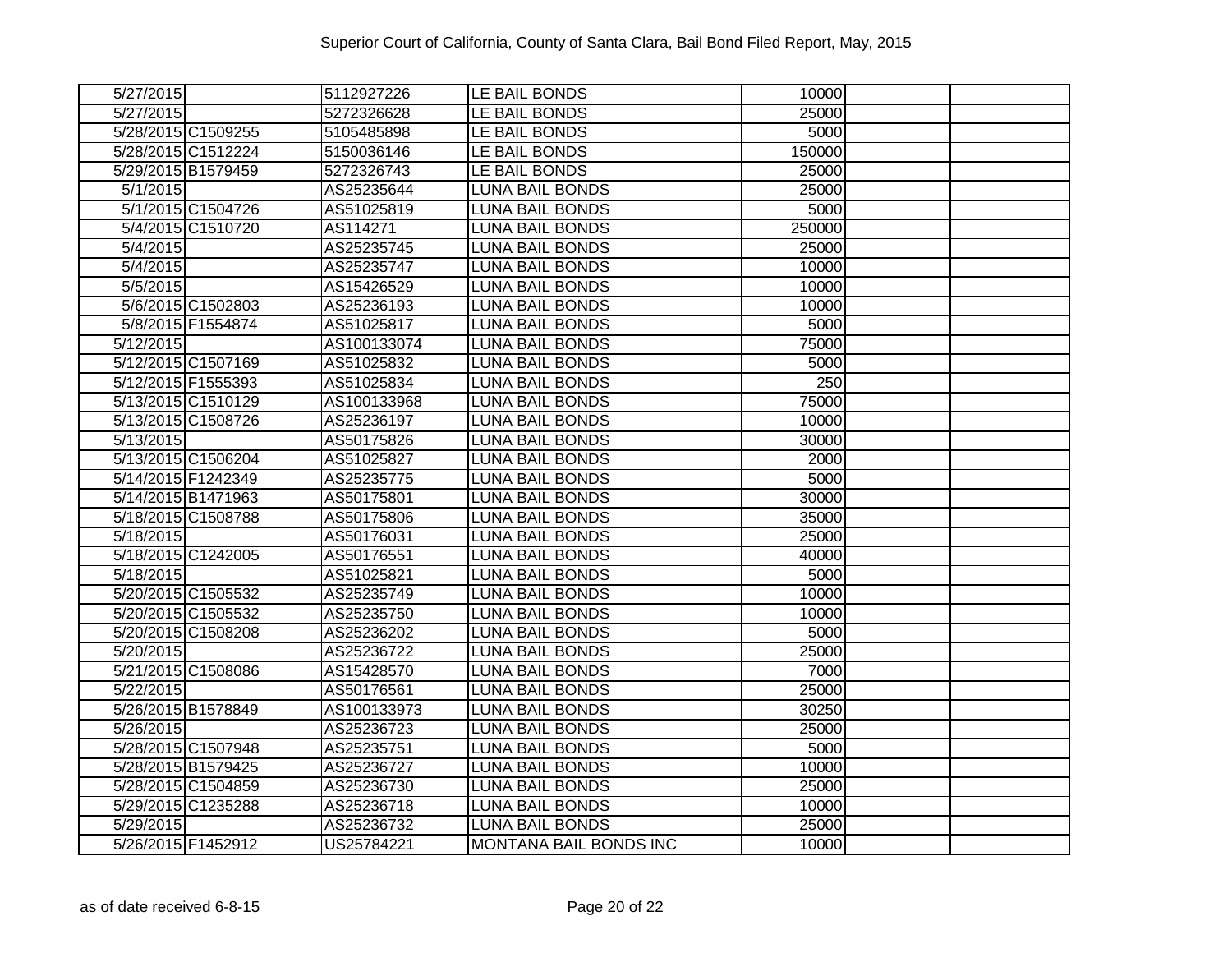# Superior Court of California, County of Santa Clara, Bail Bond Filed Report, May, 2015

| | | | | | | |
|---|---|---|---|---|---|---|
| 5/27/2015 | | 5112927226 | LE BAIL BONDS | 10000 | | |
| 5/27/2015 | | 5272326628 | LE BAIL BONDS | 25000 | | |
| 5/28/2015 | C1509255 | 5105485898 | LE BAIL BONDS | 5000 | | |
| 5/28/2015 | C1512224 | 5150036146 | LE BAIL BONDS | 150000 | | |
| 5/29/2015 | B1579459 | 5272326743 | LE BAIL BONDS | 25000 | | |
| 5/1/2015 | | AS25235644 | LUNA BAIL BONDS | 25000 | | |
| 5/1/2015 | C1504726 | AS51025819 | LUNA BAIL BONDS | 5000 | | |
| 5/4/2015 | C1510720 | AS114271 | LUNA BAIL BONDS | 250000 | | |
| 5/4/2015 | | AS25235745 | LUNA BAIL BONDS | 25000 | | |
| 5/4/2015 | | AS25235747 | LUNA BAIL BONDS | 10000 | | |
| 5/5/2015 | | AS15426529 | LUNA BAIL BONDS | 10000 | | |
| 5/6/2015 | C1502803 | AS25236193 | LUNA BAIL BONDS | 10000 | | |
| 5/8/2015 | F1554874 | AS51025817 | LUNA BAIL BONDS | 5000 | | |
| 5/12/2015 | | AS100133074 | LUNA BAIL BONDS | 75000 | | |
| 5/12/2015 | C1507169 | AS51025832 | LUNA BAIL BONDS | 5000 | | |
| 5/12/2015 | F1555393 | AS51025834 | LUNA BAIL BONDS | 250 | | |
| 5/13/2015 | C1510129 | AS100133968 | LUNA BAIL BONDS | 75000 | | |
| 5/13/2015 | C1508726 | AS25236197 | LUNA BAIL BONDS | 10000 | | |
| 5/13/2015 | | AS50175826 | LUNA BAIL BONDS | 30000 | | |
| 5/13/2015 | C1506204 | AS51025827 | LUNA BAIL BONDS | 2000 | | |
| 5/14/2015 | F1242349 | AS25235775 | LUNA BAIL BONDS | 5000 | | |
| 5/14/2015 | B1471963 | AS50175801 | LUNA BAIL BONDS | 30000 | | |
| 5/18/2015 | C1508788 | AS50175806 | LUNA BAIL BONDS | 35000 | | |
| 5/18/2015 | | AS50176031 | LUNA BAIL BONDS | 25000 | | |
| 5/18/2015 | C1242005 | AS50176551 | LUNA BAIL BONDS | 40000 | | |
| 5/18/2015 | | AS51025821 | LUNA BAIL BONDS | 5000 | | |
| 5/20/2015 | C1505532 | AS25235749 | LUNA BAIL BONDS | 10000 | | |
| 5/20/2015 | C1505532 | AS25235750 | LUNA BAIL BONDS | 10000 | | |
| 5/20/2015 | C1508208 | AS25236202 | LUNA BAIL BONDS | 5000 | | |
| 5/20/2015 | | AS25236722 | LUNA BAIL BONDS | 25000 | | |
| 5/21/2015 | C1508086 | AS15428570 | LUNA BAIL BONDS | 7000 | | |
| 5/22/2015 | | AS50176561 | LUNA BAIL BONDS | 25000 | | |
| 5/26/2015 | B1578849 | AS100133973 | LUNA BAIL BONDS | 30250 | | |
| 5/26/2015 | | AS25236723 | LUNA BAIL BONDS | 25000 | | |
| 5/28/2015 | C1507948 | AS25235751 | LUNA BAIL BONDS | 5000 | | |
| 5/28/2015 | B1579425 | AS25236727 | LUNA BAIL BONDS | 10000 | | |
| 5/28/2015 | C1504859 | AS25236730 | LUNA BAIL BONDS | 25000 | | |
| 5/29/2015 | C1235288 | AS25236718 | LUNA BAIL BONDS | 10000 | | |
| 5/29/2015 | | AS25236732 | LUNA BAIL BONDS | 25000 | | |
| 5/26/2015 | F1452912 | US25784221 | MONTANA BAIL BONDS INC | 10000 | | |

as of date received 6-8-15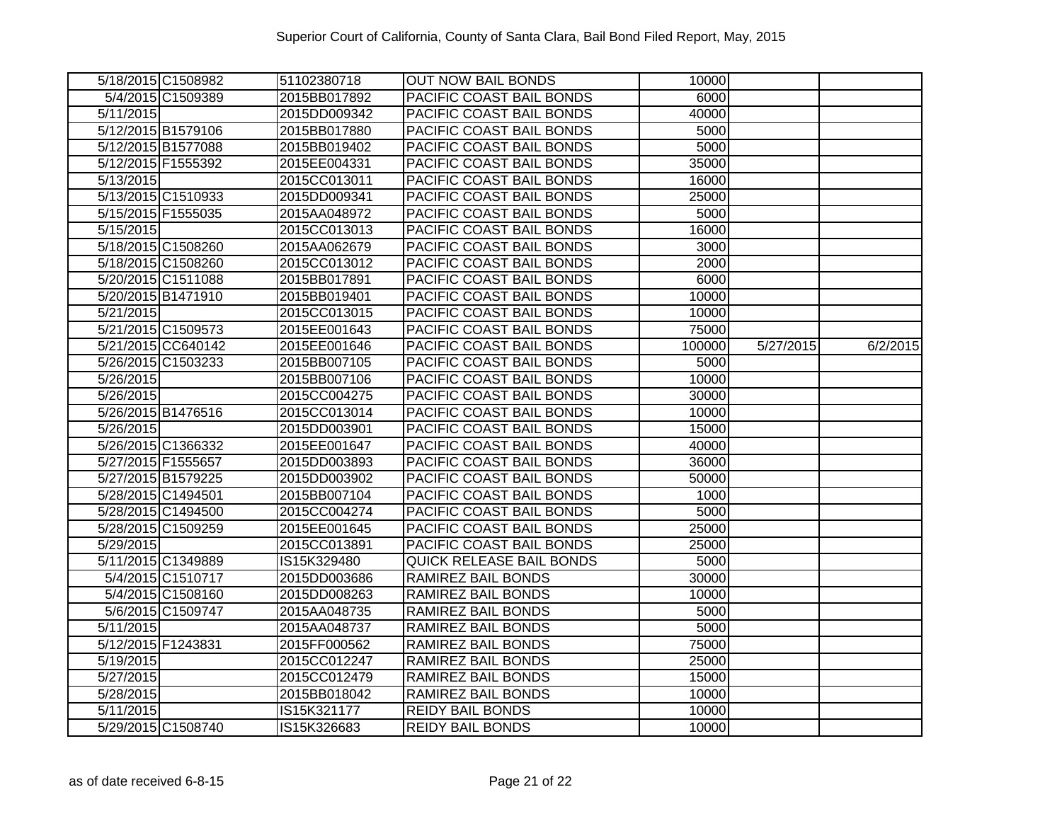| | | | | | | |
|---|---|---|---|---|---|---|
| 5/18/2015 | C1508982 | 51102380718 | OUT NOW BAIL BONDS | 10000 | | |
| 5/4/2015 | C1509389 | 2015BB017892 | PACIFIC COAST BAIL BONDS | 6000 | | |
| 5/11/2015 | | 2015DD009342 | PACIFIC COAST BAIL BONDS | 40000 | | |
| 5/12/2015 | B1579106 | 2015BB017880 | PACIFIC COAST BAIL BONDS | 5000 | | |
| 5/12/2015 | B1577088 | 2015BB019402 | PACIFIC COAST BAIL BONDS | 5000 | | |
| 5/12/2015 | F1555392 | 2015EE004331 | PACIFIC COAST BAIL BONDS | 35000 | | |
| 5/13/2015 | | 2015CC013011 | PACIFIC COAST BAIL BONDS | 16000 | | |
| 5/13/2015 | C1510933 | 2015DD009341 | PACIFIC COAST BAIL BONDS | 25000 | | |
| 5/15/2015 | F1555035 | 2015AA048972 | PACIFIC COAST BAIL BONDS | 5000 | | |
| 5/15/2015 | | 2015CC013013 | PACIFIC COAST BAIL BONDS | 16000 | | |
| 5/18/2015 | C1508260 | 2015AA062679 | PACIFIC COAST BAIL BONDS | 3000 | | |
| 5/18/2015 | C1508260 | 2015CC013012 | PACIFIC COAST BAIL BONDS | 2000 | | |
| 5/20/2015 | C1511088 | 2015BB017891 | PACIFIC COAST BAIL BONDS | 6000 | | |
| 5/20/2015 | B1471910 | 2015BB019401 | PACIFIC COAST BAIL BONDS | 10000 | | |
| 5/21/2015 | | 2015CC013015 | PACIFIC COAST BAIL BONDS | 10000 | | |
| 5/21/2015 | C1509573 | 2015EE001643 | PACIFIC COAST BAIL BONDS | 75000 | | |
| 5/21/2015 | CC640142 | 2015EE001646 | PACIFIC COAST BAIL BONDS | 100000 | 5/27/2015 | 6/2/2015 |
| 5/26/2015 | C1503233 | 2015BB007105 | PACIFIC COAST BAIL BONDS | 5000 | | |
| 5/26/2015 | | 2015BB007106 | PACIFIC COAST BAIL BONDS | 10000 | | |
| 5/26/2015 | | 2015CC004275 | PACIFIC COAST BAIL BONDS | 30000 | | |
| 5/26/2015 | B1476516 | 2015CC013014 | PACIFIC COAST BAIL BONDS | 10000 | | |
| 5/26/2015 | | 2015DD003901 | PACIFIC COAST BAIL BONDS | 15000 | | |
| 5/26/2015 | C1366332 | 2015EE001647 | PACIFIC COAST BAIL BONDS | 40000 | | |
| 5/27/2015 | F1555657 | 2015DD003893 | PACIFIC COAST BAIL BONDS | 36000 | | |
| 5/27/2015 | B1579225 | 2015DD003902 | PACIFIC COAST BAIL BONDS | 50000 | | |
| 5/28/2015 | C1494501 | 2015BB007104 | PACIFIC COAST BAIL BONDS | 1000 | | |
| 5/28/2015 | C1494500 | 2015CC004274 | PACIFIC COAST BAIL BONDS | 5000 | | |
| 5/28/2015 | C1509259 | 2015EE001645 | PACIFIC COAST BAIL BONDS | 25000 | | |
| 5/29/2015 | | 2015CC013891 | PACIFIC COAST BAIL BONDS | 25000 | | |
| 5/11/2015 | C1349889 | IS15K329480 | QUICK RELEASE BAIL BONDS | 5000 | | |
| 5/4/2015 | C1510717 | 2015DD003686 | RAMIREZ BAIL BONDS | 30000 | | |
| 5/4/2015 | C1508160 | 2015DD008263 | RAMIREZ BAIL BONDS | 10000 | | |
| 5/6/2015 | C1509747 | 2015AA048735 | RAMIREZ BAIL BONDS | 5000 | | |
| 5/11/2015 | | 2015AA048737 | RAMIREZ BAIL BONDS | 5000 | | |
| 5/12/2015 | F1243831 | 2015FF000562 | RAMIREZ BAIL BONDS | 75000 | | |
| 5/19/2015 | | 2015CC012247 | RAMIREZ BAIL BONDS | 25000 | | |
| 5/27/2015 | | 2015CC012479 | RAMIREZ BAIL BONDS | 15000 | | |
| 5/28/2015 | | 2015BB018042 | RAMIREZ BAIL BONDS | 10000 | | |
| 5/11/2015 | | IS15K321177 | REIDY BAIL BONDS | 10000 | | |
| 5/29/2015 | C1508740 | IS15K326683 | REIDY BAIL BONDS | 10000 | | |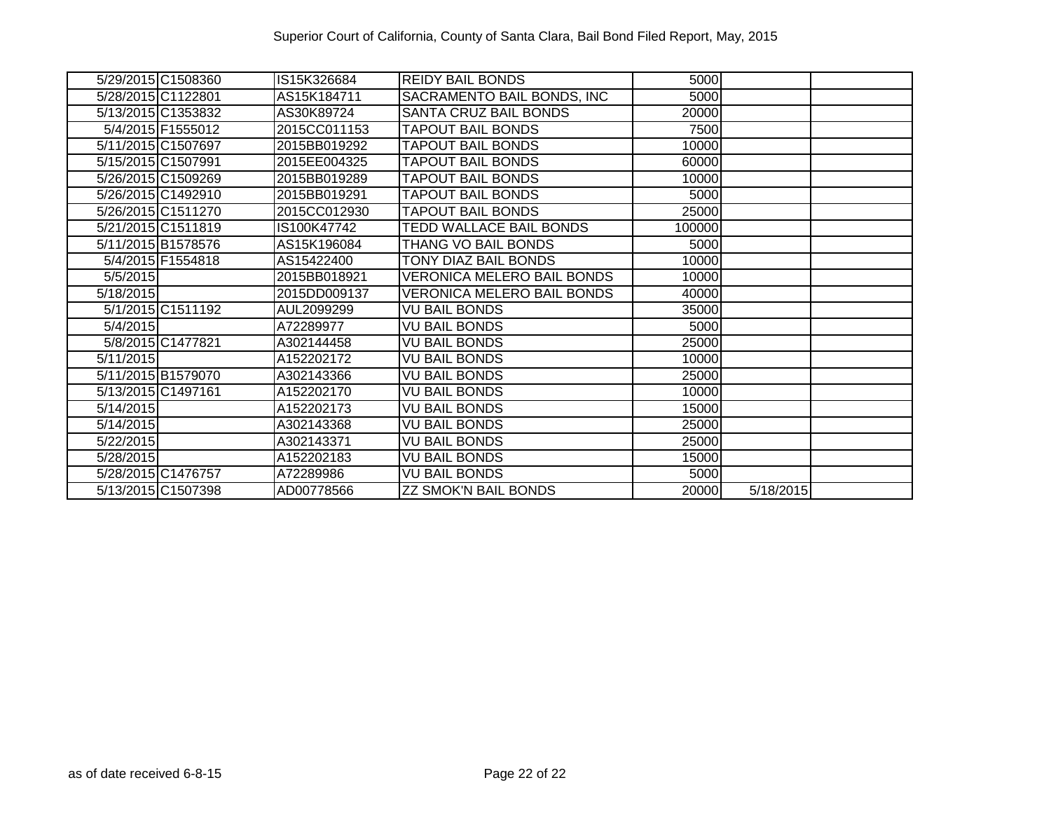| | | | | | | |
|---|---|---|---|---|---|---|
| 5/29/2015 | C1508360 | IS15K326684 | REIDY BAIL BONDS | 5000 | | |
| 5/28/2015 | C1122801 | AS15K184711 | SACRAMENTO BAIL BONDS, INC | 5000 | | |
| 5/13/2015 | C1353832 | AS30K89724 | SANTA CRUZ BAIL BONDS | 20000 | | |
| 5/4/2015 | F1555012 | 2015CC011153 | TAPOUT BAIL BONDS | 7500 | | |
| 5/11/2015 | C1507697 | 2015BB019292 | TAPOUT BAIL BONDS | 10000 | | |
| 5/15/2015 | C1507991 | 2015EE004325 | TAPOUT BAIL BONDS | 60000 | | |
| 5/26/2015 | C1509269 | 2015BB019289 | TAPOUT BAIL BONDS | 10000 | | |
| 5/26/2015 | C1492910 | 2015BB019291 | TAPOUT BAIL BONDS | 5000 | | |
| 5/26/2015 | C1511270 | 2015CC012930 | TAPOUT BAIL BONDS | 25000 | | |
| 5/21/2015 | C1511819 | IS100K47742 | TEDD WALLACE BAIL BONDS | 100000 | | |
| 5/11/2015 | B1578576 | AS15K196084 | THANG VO BAIL BONDS | 5000 | | |
| 5/4/2015 | F1554818 | AS15422400 | TONY DIAZ BAIL BONDS | 10000 | | |
| 5/5/2015 | | 2015BB018921 | VERONICA MELERO BAIL BONDS | 10000 | | |
| 5/18/2015 | | 2015DD009137 | VERONICA MELERO BAIL BONDS | 40000 | | |
| 5/1/2015 | C1511192 | AUL2099299 | VU BAIL BONDS | 35000 | | |
| 5/4/2015 | | A72289977 | VU BAIL BONDS | 5000 | | |
| 5/8/2015 | C1477821 | A302144458 | VU BAIL BONDS | 25000 | | |
| 5/11/2015 | | A152202172 | VU BAIL BONDS | 10000 | | |
| 5/11/2015 | B1579070 | A302143366 | VU BAIL BONDS | 25000 | | |
| 5/13/2015 | C1497161 | A152202170 | VU BAIL BONDS | 10000 | | |
| 5/14/2015 | | A152202173 | VU BAIL BONDS | 15000 | | |
| 5/14/2015 | | A302143368 | VU BAIL BONDS | 25000 | | |
| 5/22/2015 | | A302143371 | VU BAIL BONDS | 25000 | | |
| 5/28/2015 | | A152202183 | VU BAIL BONDS | 15000 | | |
| 5/28/2015 | C1476757 | A72289986 | VU BAIL BONDS | 5000 | | |
| 5/13/2015 | C1507398 | AD00778566 | ZZ SMOK'N BAIL BONDS | 20000 | 5/18/2015 | |

as of date received 6-8-15